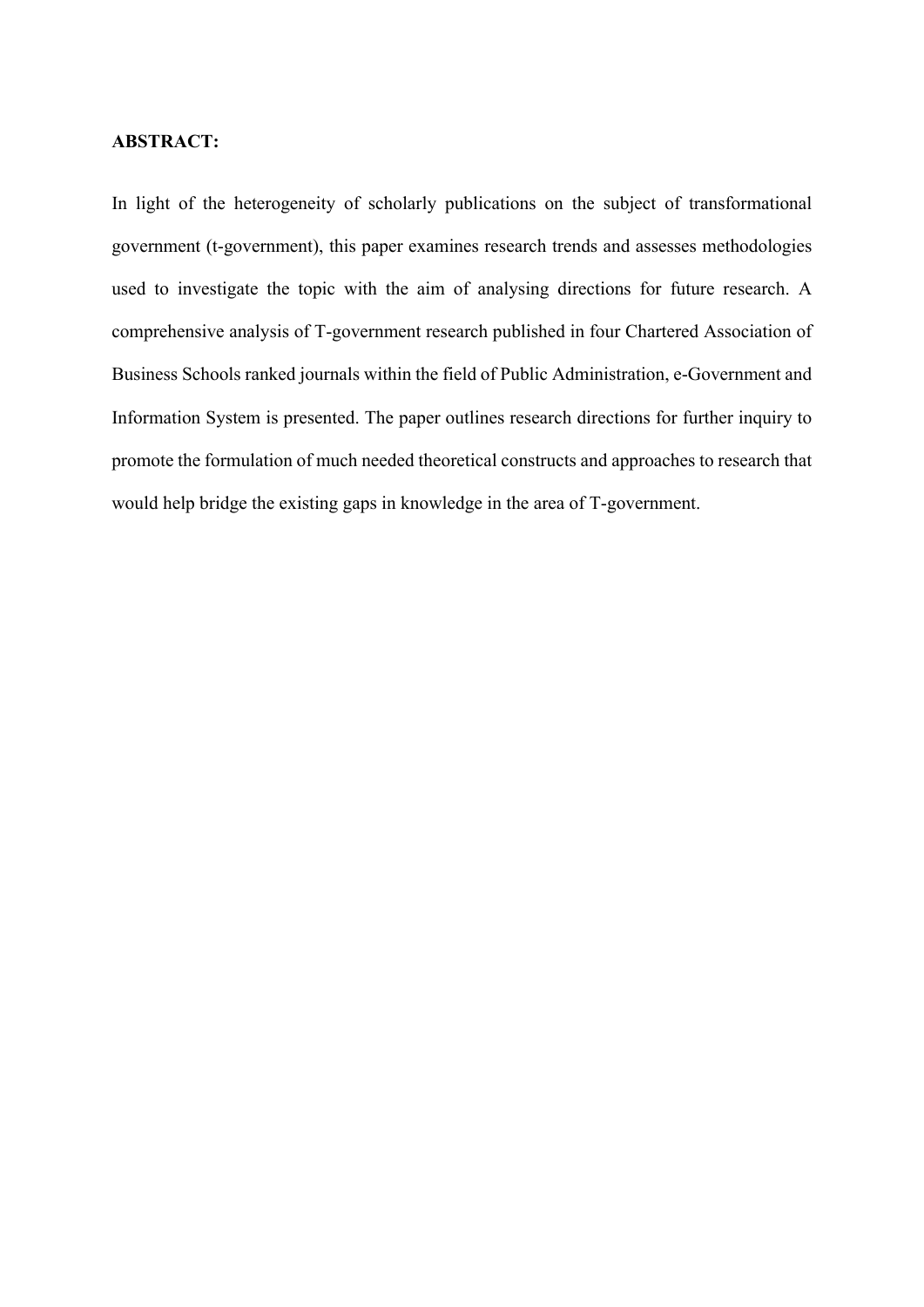**ABSTRACT:**

In light of the heterogeneity of scholarly publications on the subject of transformational government (t-government), this paper examines research trends and assesses methodologies used to investigate the topic with the aim of analysing directions for future research. A comprehensive analysis of T-government research published in four Chartered Association of Business Schools ranked journals within the field of Public Administration, e-Government and Information System is presented. The paper outlines research directions for further inquiry to promote the formulation of much needed theoretical constructs and approaches to research that would help bridge the existing gaps in knowledge in the area of T-government.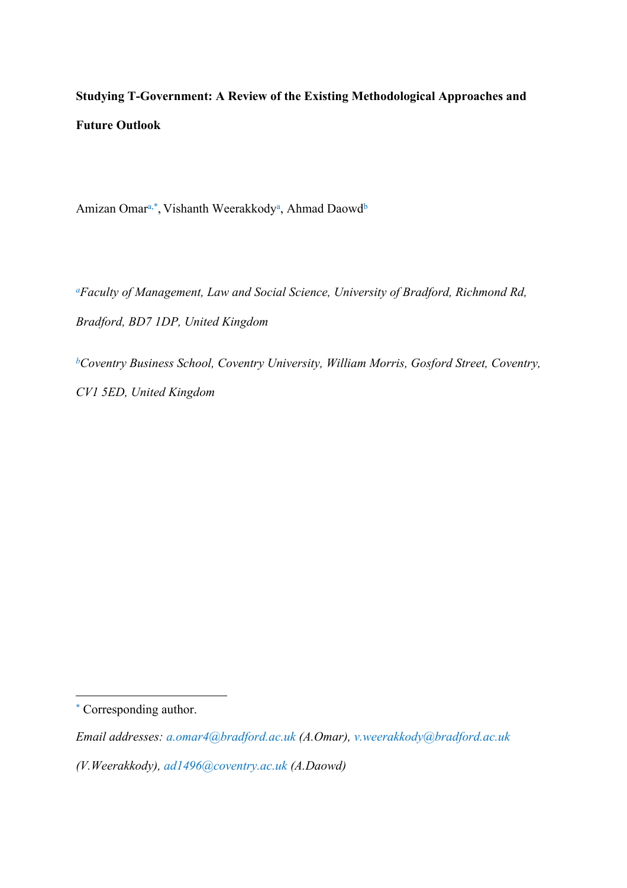**Studying T-Government: A Review of the Existing Methodological Approaches and Future Outlook**

Amizan Omar[a,*], Vishanth Weerakkody[a], Ahmad Daowd[b]

*[a]Faculty of Management, Law and Social Science, University of Bradford, Richmond Rd, Bradford, BD7 1DP, United Kingdom*

*[b]Coventry Business School, Coventry University, William Morris, Gosford Street, Coventry, CV1 5ED, United Kingdom*

---

[*] Corresponding author.

*Email addresses:* a.omar4@bradford.ac.uk *(A.Omar),* v.weerakkody@bradford.ac.uk *(V.Weerakkody),* ad1496@coventry.ac.uk *(A.Daowd)*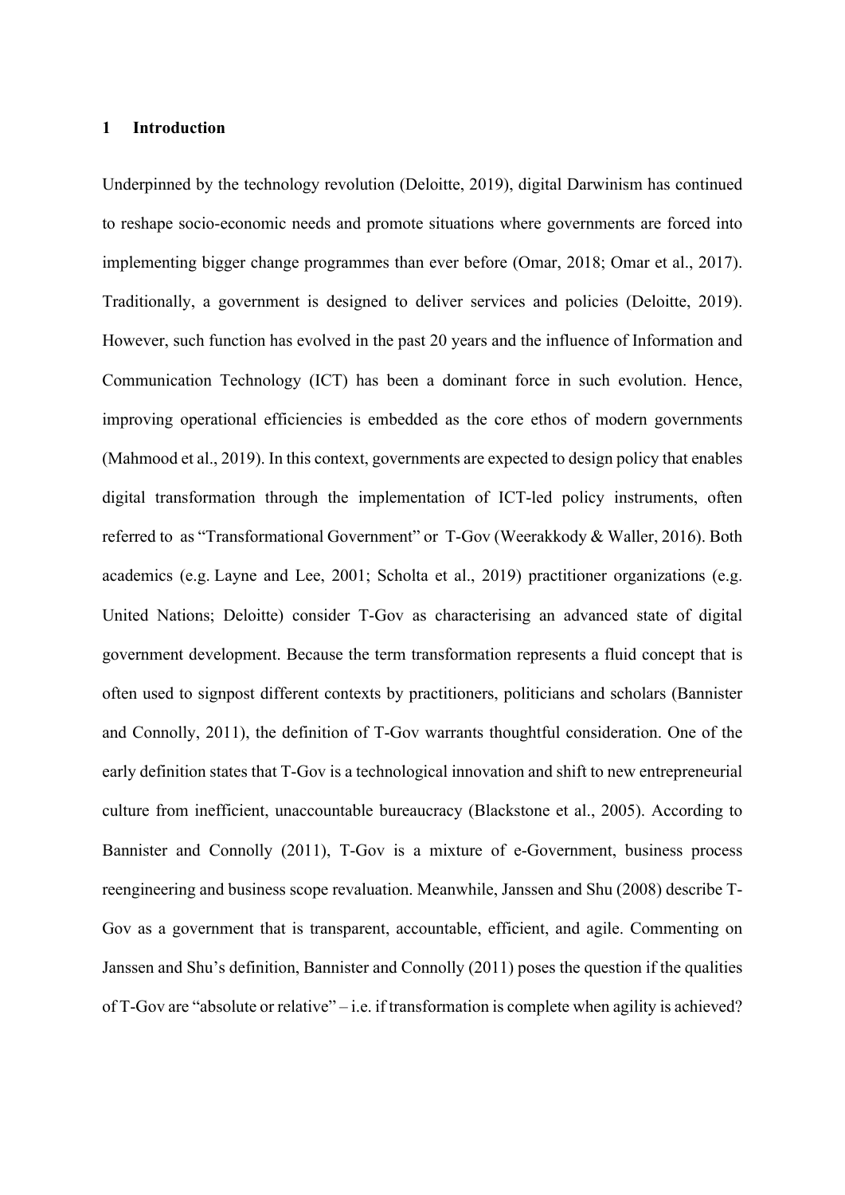# 1 Introduction

Underpinned by the technology revolution (Deloitte, 2019), digital Darwinism has continued to reshape socio-economic needs and promote situations where governments are forced into implementing bigger change programmes than ever before (Omar, 2018; Omar et al., 2017). Traditionally, a government is designed to deliver services and policies (Deloitte, 2019). However, such function has evolved in the past 20 years and the influence of Information and Communication Technology (ICT) has been a dominant force in such evolution. Hence, improving operational efficiencies is embedded as the core ethos of modern governments (Mahmood et al., 2019). In this context, governments are expected to design policy that enables digital transformation through the implementation of ICT-led policy instruments, often referred to as "Transformational Government" or T-Gov (Weerakkody & Waller, 2016). Both academics (e.g. Layne and Lee, 2001; Scholta et al., 2019) practitioner organizations (e.g. United Nations; Deloitte) consider T-Gov as characterising an advanced state of digital government development. Because the term transformation represents a fluid concept that is often used to signpost different contexts by practitioners, politicians and scholars (Bannister and Connolly, 2011), the definition of T-Gov warrants thoughtful consideration. One of the early definition states that T-Gov is a technological innovation and shift to new entrepreneurial culture from inefficient, unaccountable bureaucracy (Blackstone et al., 2005). According to Bannister and Connolly (2011), T-Gov is a mixture of e-Government, business process reengineering and business scope revaluation. Meanwhile, Janssen and Shu (2008) describe T-Gov as a government that is transparent, accountable, efficient, and agile. Commenting on Janssen and Shu's definition, Bannister and Connolly (2011) poses the question if the qualities of T-Gov are "absolute or relative" – i.e. if transformation is complete when agility is achieved?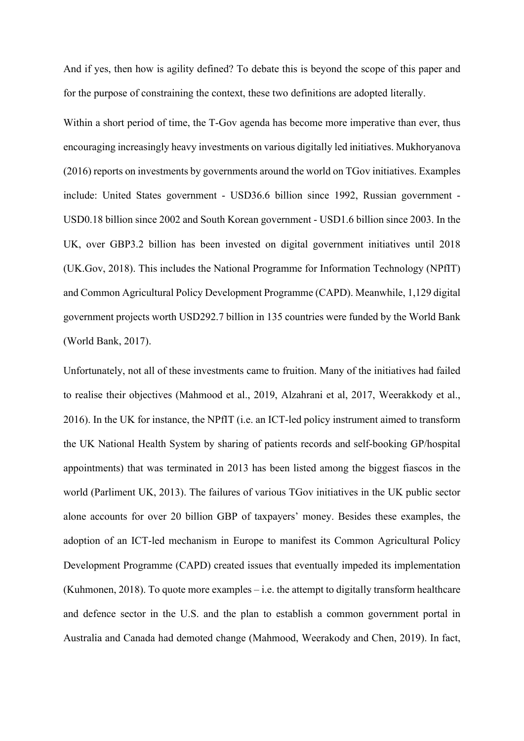And if yes, then how is agility defined? To debate this is beyond the scope of this paper and for the purpose of constraining the context, these two definitions are adopted literally.

Within a short period of time, the T-Gov agenda has become more imperative than ever, thus encouraging increasingly heavy investments on various digitally led initiatives. Mukhoryanova (2016) reports on investments by governments around the world on TGov initiatives. Examples include: United States government - USD36.6 billion since 1992, Russian government - USD0.18 billion since 2002 and South Korean government - USD1.6 billion since 2003. In the UK, over GBP3.2 billion has been invested on digital government initiatives until 2018 (UK.Gov, 2018). This includes the National Programme for Information Technology (NPfIT) and Common Agricultural Policy Development Programme (CAPD). Meanwhile, 1,129 digital government projects worth USD292.7 billion in 135 countries were funded by the World Bank (World Bank, 2017).

Unfortunately, not all of these investments came to fruition. Many of the initiatives had failed to realise their objectives (Mahmood et al., 2019, Alzahrani et al, 2017, Weerakkody et al., 2016). In the UK for instance, the NPfIT (i.e. an ICT-led policy instrument aimed to transform the UK National Health System by sharing of patients records and self-booking GP/hospital appointments) that was terminated in 2013 has been listed among the biggest fiascos in the world (Parliment UK, 2013). The failures of various TGov initiatives in the UK public sector alone accounts for over 20 billion GBP of taxpayers' money. Besides these examples, the adoption of an ICT-led mechanism in Europe to manifest its Common Agricultural Policy Development Programme (CAPD) created issues that eventually impeded its implementation (Kuhmonen, 2018). To quote more examples – i.e. the attempt to digitally transform healthcare and defence sector in the U.S. and the plan to establish a common government portal in Australia and Canada had demoted change (Mahmood, Weerakody and Chen, 2019). In fact,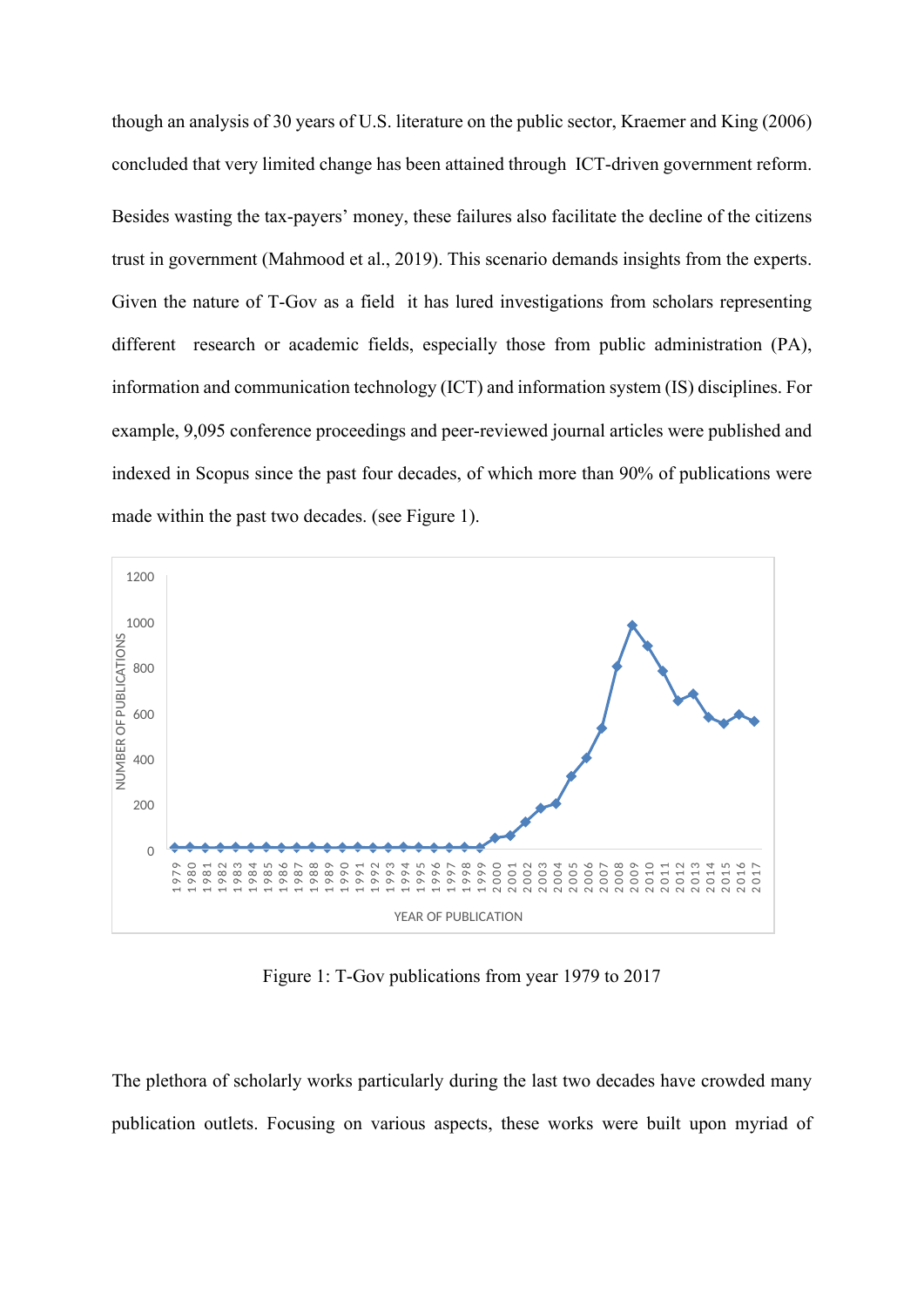though an analysis of 30 years of U.S. literature on the public sector, Kraemer and King (2006) concluded that very limited change has been attained through ICT-driven government reform. Besides wasting the tax-payers' money, these failures also facilitate the decline of the citizens trust in government (Mahmood et al., 2019). This scenario demands insights from the experts. Given the nature of T-Gov as a field it has lured investigations from scholars representing different research or academic fields, especially those from public administration (PA), information and communication technology (ICT) and information system (IS) disciplines. For example, 9,095 conference proceedings and peer-reviewed journal articles were published and indexed in Scopus since the past four decades, of which more than 90% of publications were made within the past two decades. (see Figure 1).

Figure 1: T-Gov publications from year 1979 to 2017

The plethora of scholarly works particularly during the last two decades have crowded many publication outlets. Focusing on various aspects, these works were built upon myriad of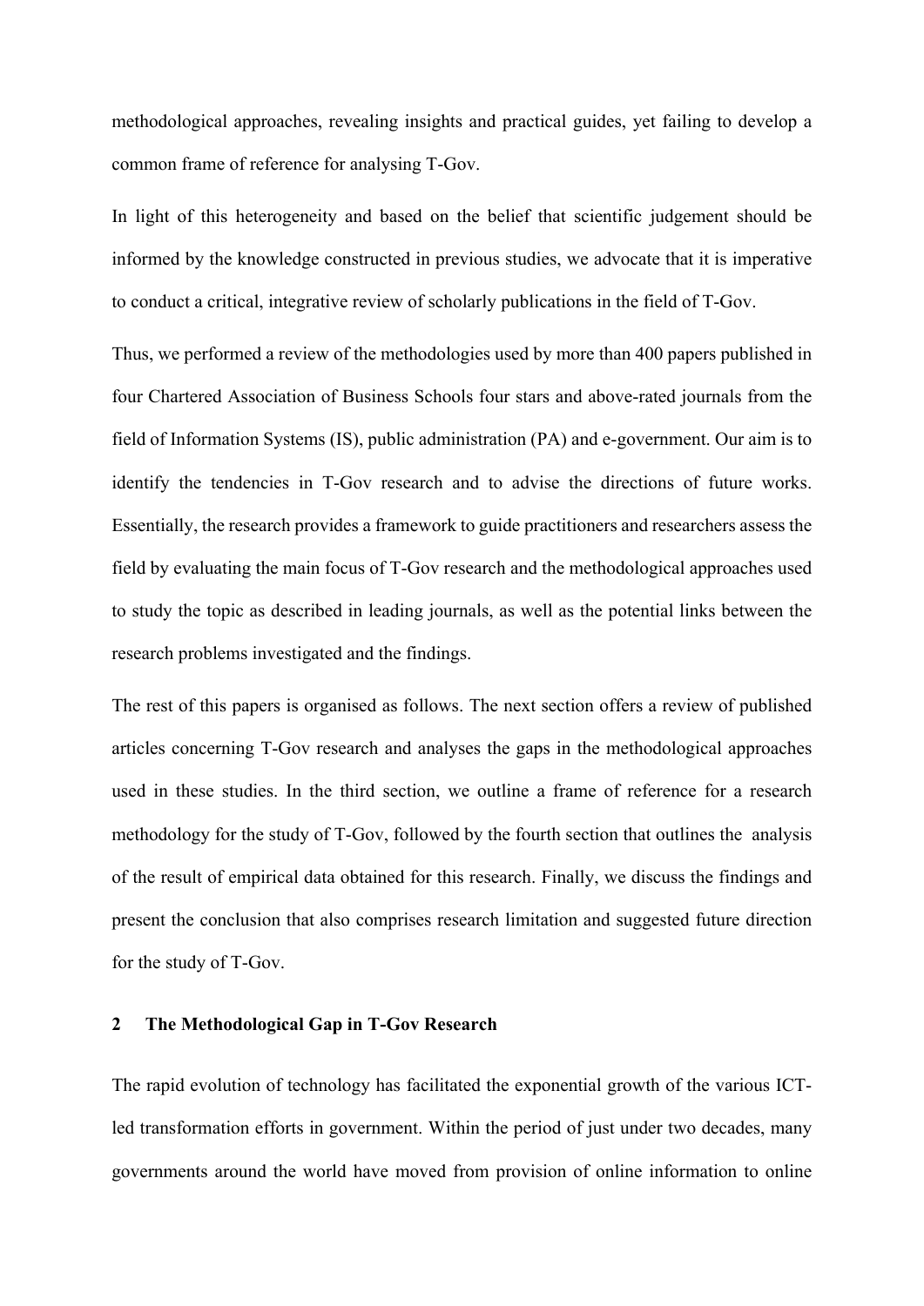methodological approaches, revealing insights and practical guides, yet failing to develop a common frame of reference for analysing T-Gov.

In light of this heterogeneity and based on the belief that scientific judgement should be informed by the knowledge constructed in previous studies, we advocate that it is imperative to conduct a critical, integrative review of scholarly publications in the field of T-Gov.

Thus, we performed a review of the methodologies used by more than 400 papers published in four Chartered Association of Business Schools four stars and above-rated journals from the field of Information Systems (IS), public administration (PA) and e-government. Our aim is to identify the tendencies in T-Gov research and to advise the directions of future works. Essentially, the research provides a framework to guide practitioners and researchers assess the field by evaluating the main focus of T-Gov research and the methodological approaches used to study the topic as described in leading journals, as well as the potential links between the research problems investigated and the findings.

The rest of this papers is organised as follows. The next section offers a review of published articles concerning T-Gov research and analyses the gaps in the methodological approaches used in these studies. In the third section, we outline a frame of reference for a research methodology for the study of T-Gov, followed by the fourth section that outlines the analysis of the result of empirical data obtained for this research. Finally, we discuss the findings and present the conclusion that also comprises research limitation and suggested future direction for the study of T-Gov.

## 2 The Methodological Gap in T-Gov Research

The rapid evolution of technology has facilitated the exponential growth of the various ICT-led transformation efforts in government. Within the period of just under two decades, many governments around the world have moved from provision of online information to online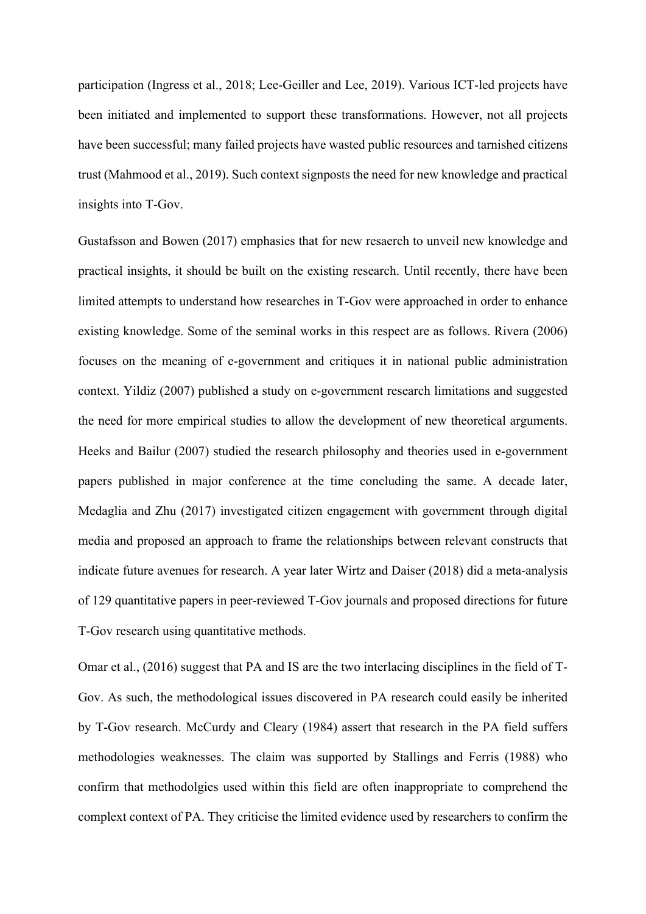participation (Ingress et al., 2018; Lee-Geiller and Lee, 2019). Various ICT-led projects have been initiated and implemented to support these transformations. However, not all projects have been successful; many failed projects have wasted public resources and tarnished citizens trust (Mahmood et al., 2019). Such context signposts the need for new knowledge and practical insights into T-Gov.

Gustafsson and Bowen (2017) emphasies that for new resaerch to unveil new knowledge and practical insights, it should be built on the existing research. Until recently, there have been limited attempts to understand how researches in T-Gov were approached in order to enhance existing knowledge. Some of the seminal works in this respect are as follows. Rivera (2006) focuses on the meaning of e-government and critiques it in national public administration context. Yildiz (2007) published a study on e-government research limitations and suggested the need for more empirical studies to allow the development of new theoretical arguments. Heeks and Bailur (2007) studied the research philosophy and theories used in e-government papers published in major conference at the time concluding the same. A decade later, Medaglia and Zhu (2017) investigated citizen engagement with government through digital media and proposed an approach to frame the relationships between relevant constructs that indicate future avenues for research. A year later Wirtz and Daiser (2018) did a meta-analysis of 129 quantitative papers in peer-reviewed T-Gov journals and proposed directions for future T-Gov research using quantitative methods.

Omar et al., (2016) suggest that PA and IS are the two interlacing disciplines in the field of T-Gov. As such, the methodological issues discovered in PA research could easily be inherited by T-Gov research. McCurdy and Cleary (1984) assert that research in the PA field suffers methodologies weaknesses. The claim was supported by Stallings and Ferris (1988) who confirm that methodolgies used within this field are often inappropriate to comprehend the complext context of PA. They criticise the limited evidence used by researchers to confirm the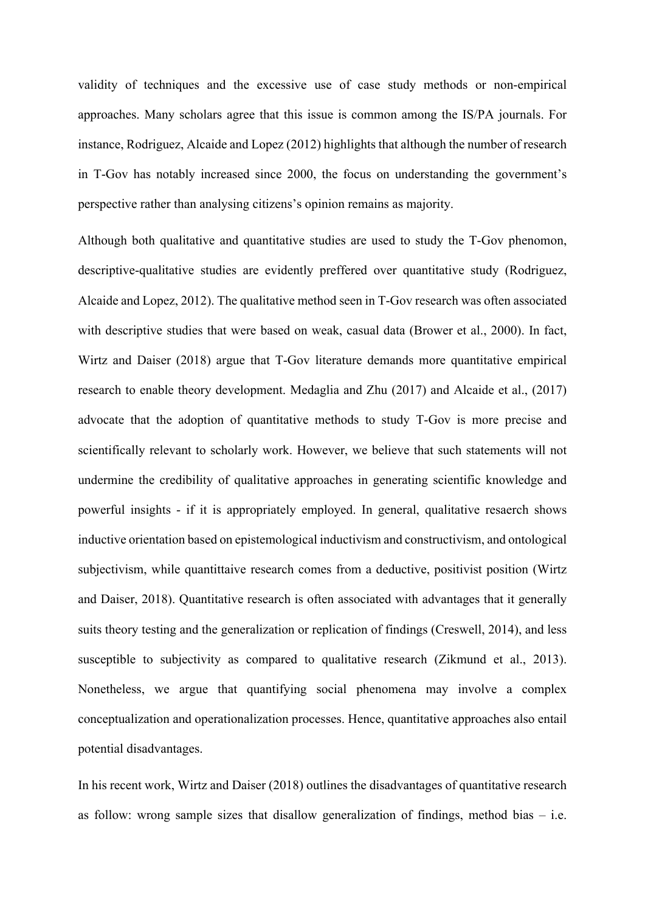validity of techniques and the excessive use of case study methods or non-empirical approaches. Many scholars agree that this issue is common among the IS/PA journals. For instance, Rodriguez, Alcaide and Lopez (2012) highlights that although the number of research in T-Gov has notably increased since 2000, the focus on understanding the government's perspective rather than analysing citizens's opinion remains as majority.

Although both qualitative and quantitative studies are used to study the T-Gov phenomon, descriptive-qualitative studies are evidently preffered over quantitative study (Rodriguez, Alcaide and Lopez, 2012). The qualitative method seen in T-Gov research was often associated with descriptive studies that were based on weak, casual data (Brower et al., 2000). In fact, Wirtz and Daiser (2018) argue that T-Gov literature demands more quantitative empirical research to enable theory development. Medaglia and Zhu (2017) and Alcaide et al., (2017) advocate that the adoption of quantitative methods to study T-Gov is more precise and scientifically relevant to scholarly work. However, we believe that such statements will not undermine the credibility of qualitative approaches in generating scientific knowledge and powerful insights - if it is appropriately employed. In general, qualitative resaerch shows inductive orientation based on epistemological inductivism and constructivism, and ontological subjectivism, while quantittaive research comes from a deductive, positivist position (Wirtz and Daiser, 2018). Quantitative research is often associated with advantages that it generally suits theory testing and the generalization or replication of findings (Creswell, 2014), and less susceptible to subjectivity as compared to qualitative research (Zikmund et al., 2013). Nonetheless, we argue that quantifying social phenomena may involve a complex conceptualization and operationalization processes. Hence, quantitative approaches also entail potential disadvantages.

In his recent work, Wirtz and Daiser (2018) outlines the disadvantages of quantitative research as follow: wrong sample sizes that disallow generalization of findings, method bias – i.e.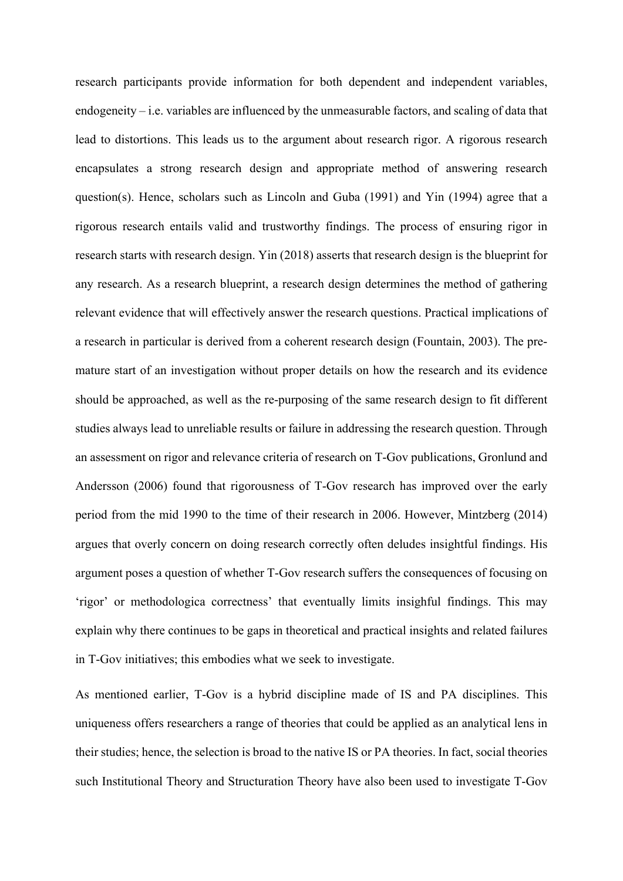research participants provide information for both dependent and independent variables, endogeneity – i.e. variables are influenced by the unmeasurable factors, and scaling of data that lead to distortions. This leads us to the argument about research rigor. A rigorous research encapsulates a strong research design and appropriate method of answering research question(s). Hence, scholars such as Lincoln and Guba (1991) and Yin (1994) agree that a rigorous research entails valid and trustworthy findings. The process of ensuring rigor in research starts with research design. Yin (2018) asserts that research design is the blueprint for any research. As a research blueprint, a research design determines the method of gathering relevant evidence that will effectively answer the research questions. Practical implications of a research in particular is derived from a coherent research design (Fountain, 2003). The pre-mature start of an investigation without proper details on how the research and its evidence should be approached, as well as the re-purposing of the same research design to fit different studies always lead to unreliable results or failure in addressing the research question. Through an assessment on rigor and relevance criteria of research on T-Gov publications, Gronlund and Andersson (2006) found that rigorousness of T-Gov research has improved over the early period from the mid 1990 to the time of their research in 2006. However, Mintzberg (2014) argues that overly concern on doing research correctly often deludes insightful findings. His argument poses a question of whether T-Gov research suffers the consequences of focusing on 'rigor' or methodologica correctness' that eventually limits insighful findings. This may explain why there continues to be gaps in theoretical and practical insights and related failures in T-Gov initiatives; this embodies what we seek to investigate.

As mentioned earlier, T-Gov is a hybrid discipline made of IS and PA disciplines. This uniqueness offers researchers a range of theories that could be applied as an analytical lens in their studies; hence, the selection is broad to the native IS or PA theories. In fact, social theories such Institutional Theory and Structuration Theory have also been used to investigate T-Gov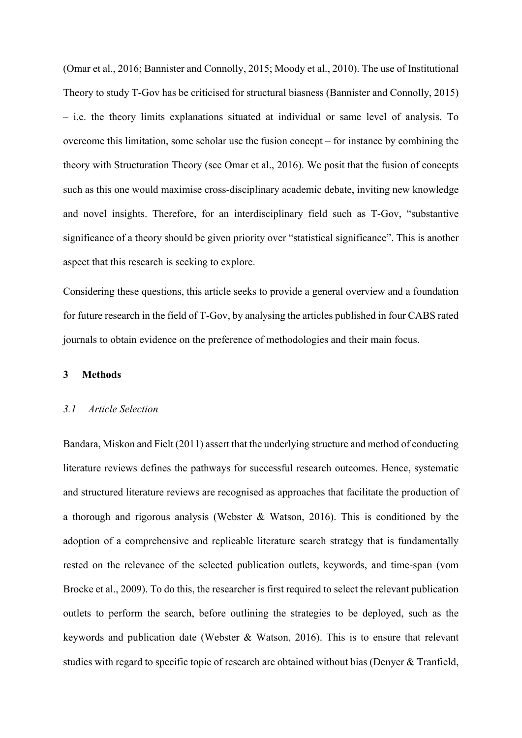(Omar et al., 2016; Bannister and Connolly, 2015; Moody et al., 2010). The use of Institutional Theory to study T-Gov has be criticised for structural biasness (Bannister and Connolly, 2015) – i.e. the theory limits explanations situated at individual or same level of analysis. To overcome this limitation, some scholar use the fusion concept – for instance by combining the theory with Structuration Theory (see Omar et al., 2016). We posit that the fusion of concepts such as this one would maximise cross-disciplinary academic debate, inviting new knowledge and novel insights. Therefore, for an interdisciplinary field such as T-Gov, "substantive significance of a theory should be given priority over "statistical significance". This is another aspect that this research is seeking to explore.

Considering these questions, this article seeks to provide a general overview and a foundation for future research in the field of T-Gov, by analysing the articles published in four CABS rated journals to obtain evidence on the preference of methodologies and their main focus.

## 3 Methods

### *3.1 Article Selection*

Bandara, Miskon and Fielt (2011) assert that the underlying structure and method of conducting literature reviews defines the pathways for successful research outcomes. Hence, systematic and structured literature reviews are recognised as approaches that facilitate the production of a thorough and rigorous analysis (Webster & Watson, 2016). This is conditioned by the adoption of a comprehensive and replicable literature search strategy that is fundamentally rested on the relevance of the selected publication outlets, keywords, and time-span (vom Brocke et al., 2009). To do this, the researcher is first required to select the relevant publication outlets to perform the search, before outlining the strategies to be deployed, such as the keywords and publication date (Webster & Watson, 2016). This is to ensure that relevant studies with regard to specific topic of research are obtained without bias (Denyer & Tranfield,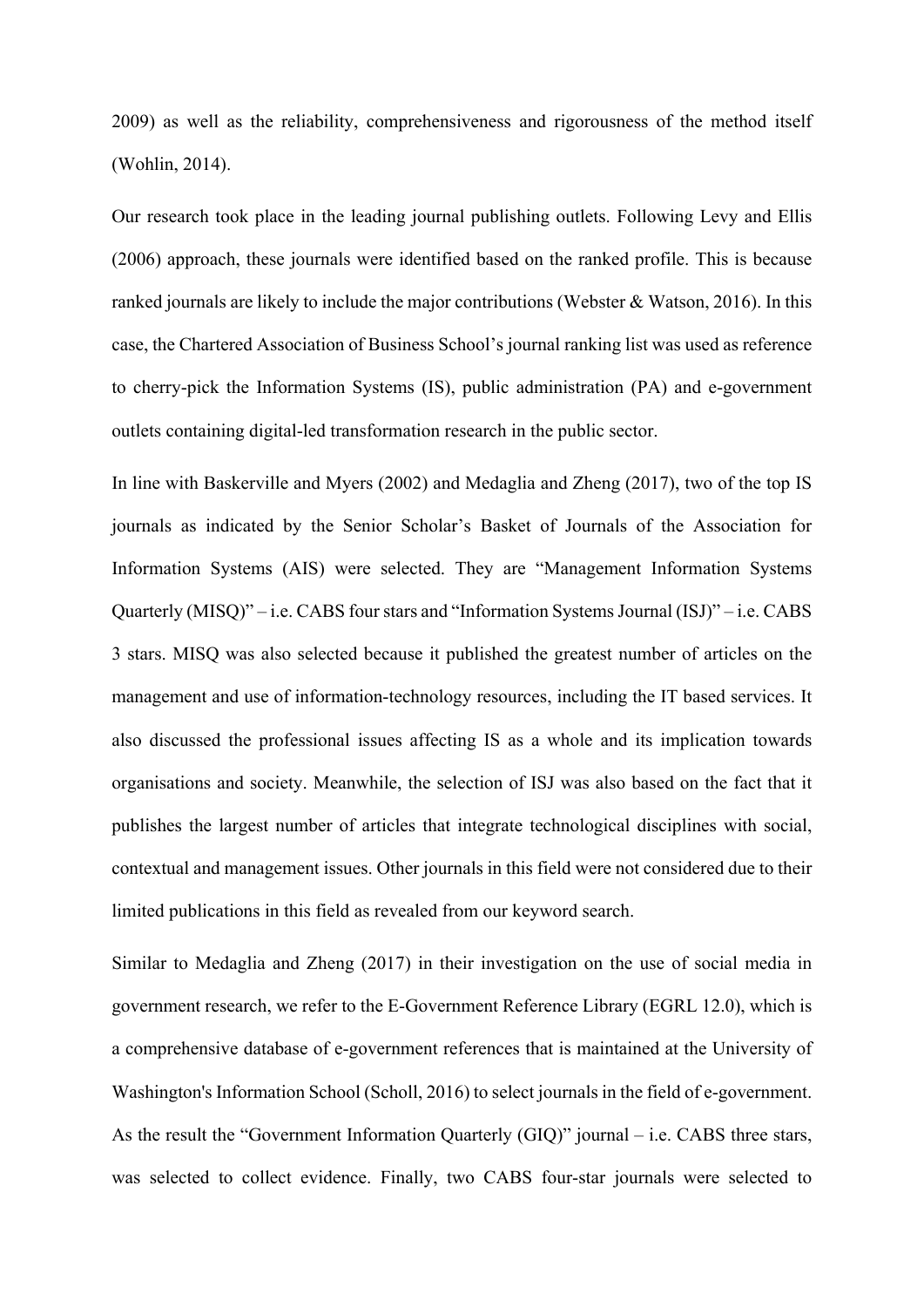2009) as well as the reliability, comprehensiveness and rigorousness of the method itself (Wohlin, 2014).

Our research took place in the leading journal publishing outlets. Following Levy and Ellis (2006) approach, these journals were identified based on the ranked profile. This is because ranked journals are likely to include the major contributions (Webster & Watson, 2016). In this case, the Chartered Association of Business School's journal ranking list was used as reference to cherry-pick the Information Systems (IS), public administration (PA) and e-government outlets containing digital-led transformation research in the public sector.

In line with Baskerville and Myers (2002) and Medaglia and Zheng (2017), two of the top IS journals as indicated by the Senior Scholar's Basket of Journals of the Association for Information Systems (AIS) were selected. They are "Management Information Systems Quarterly (MISQ)" – i.e. CABS four stars and "Information Systems Journal (ISJ)" – i.e. CABS 3 stars. MISQ was also selected because it published the greatest number of articles on the management and use of information-technology resources, including the IT based services. It also discussed the professional issues affecting IS as a whole and its implication towards organisations and society. Meanwhile, the selection of ISJ was also based on the fact that it publishes the largest number of articles that integrate technological disciplines with social, contextual and management issues. Other journals in this field were not considered due to their limited publications in this field as revealed from our keyword search.

Similar to Medaglia and Zheng (2017) in their investigation on the use of social media in government research, we refer to the E-Government Reference Library (EGRL 12.0), which is a comprehensive database of e-government references that is maintained at the University of Washington's Information School (Scholl, 2016) to select journals in the field of e-government. As the result the "Government Information Quarterly (GIQ)" journal – i.e. CABS three stars, was selected to collect evidence. Finally, two CABS four-star journals were selected to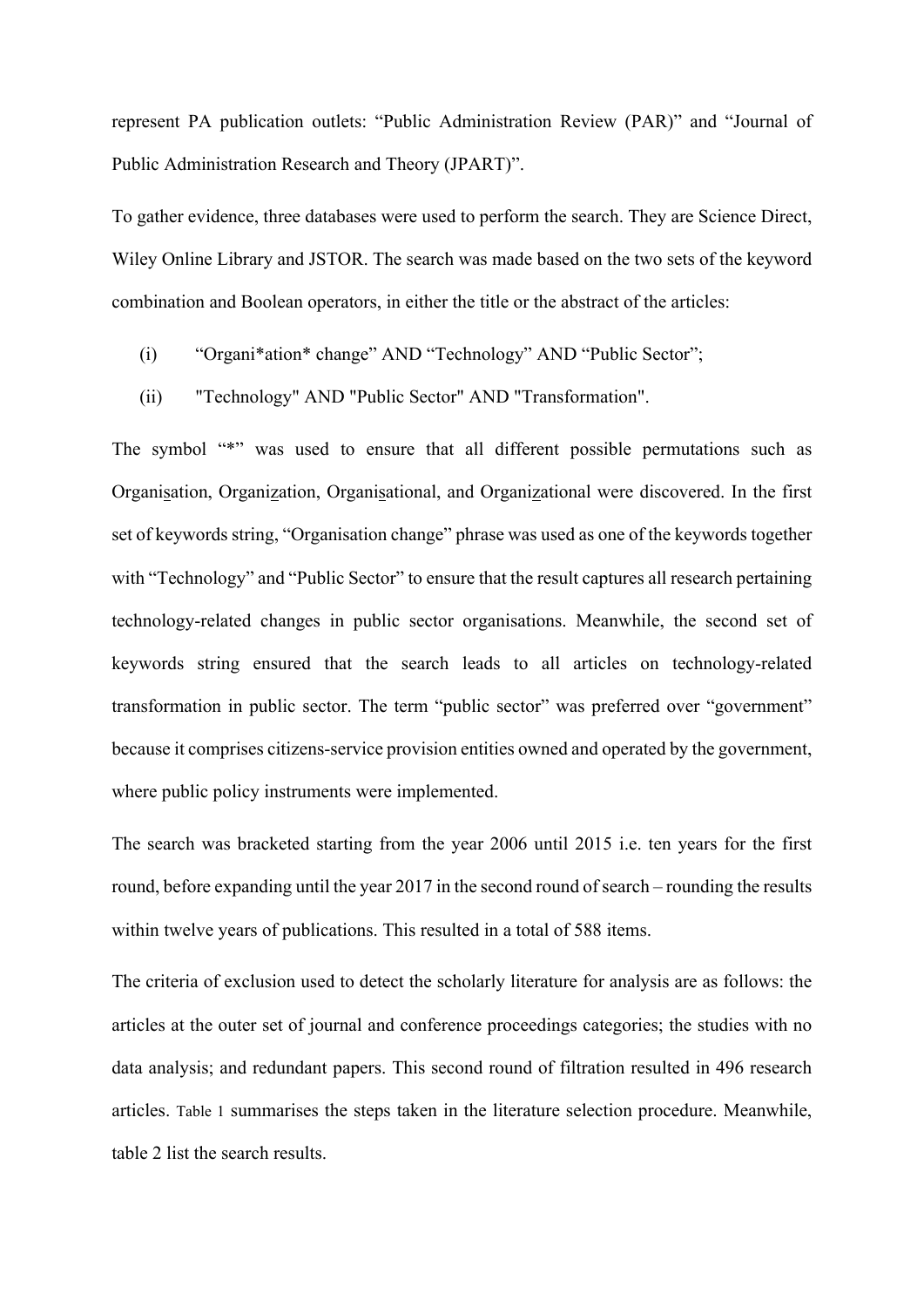represent PA publication outlets: "Public Administration Review (PAR)" and "Journal of Public Administration Research and Theory (JPART)".

To gather evidence, three databases were used to perform the search. They are Science Direct, Wiley Online Library and JSTOR. The search was made based on the two sets of the keyword combination and Boolean operators, in either the title or the abstract of the articles:

(i) "Organi*ation* change" AND "Technology" AND "Public Sector";

(ii) "Technology" AND "Public Sector" AND "Transformation".

The symbol "*" was used to ensure that all different possible permutations such as Organi<u>s</u>ation, Organi<u>z</u>ation, Organi<u>s</u>ational, and Organi<u>z</u>ational were discovered. In the first set of keywords string, "Organisation change" phrase was used as one of the keywords together with "Technology" and "Public Sector" to ensure that the result captures all research pertaining technology-related changes in public sector organisations. Meanwhile, the second set of keywords string ensured that the search leads to all articles on technology-related transformation in public sector. The term "public sector" was preferred over "government" because it comprises citizens-service provision entities owned and operated by the government, where public policy instruments were implemented.

The search was bracketed starting from the year 2006 until 2015 i.e. ten years for the first round, before expanding until the year 2017 in the second round of search – rounding the results within twelve years of publications. This resulted in a total of 588 items.

The criteria of exclusion used to detect the scholarly literature for analysis are as follows: the articles at the outer set of journal and conference proceedings categories; the studies with no data analysis; and redundant papers. This second round of filtration resulted in 496 research articles. Table 1 summarises the steps taken in the literature selection procedure. Meanwhile, table 2 list the search results.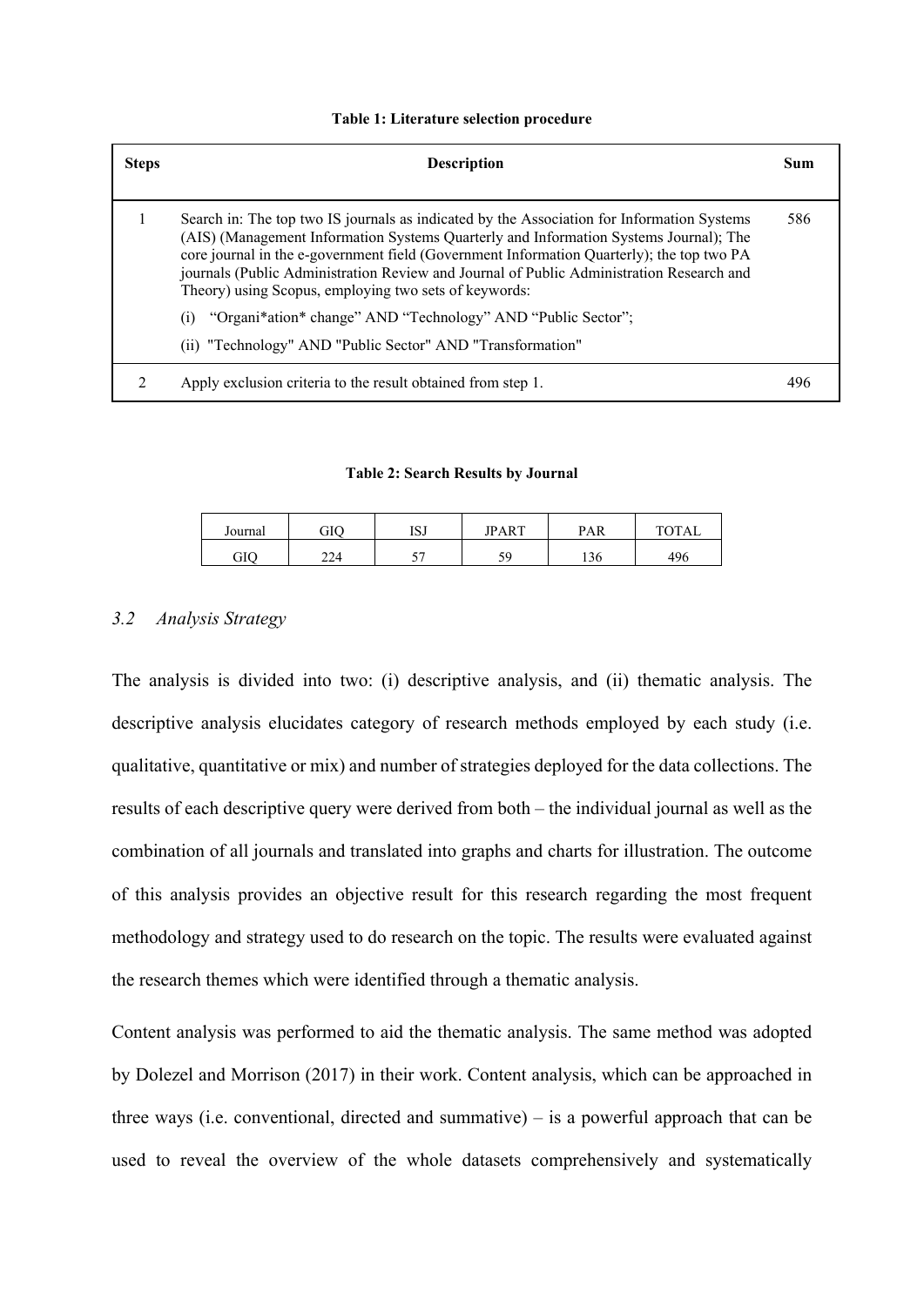**Table 1: Literature selection procedure**

| Steps | Description | Sum |
|---|---|---|
| 1 | Search in: The top two IS journals as indicated by the Association for Information Systems (AIS) (Management Information Systems Quarterly and Information Systems Journal); The core journal in the e-government field (Government Information Quarterly); the top two PA journals (Public Administration Review and Journal of Public Administration Research and Theory) using Scopus, employing two sets of keywords: (i) "Organi*ation* change" AND "Technology" AND "Public Sector"; (ii) "Technology" AND "Public Sector" AND "Transformation" | 586 |
| 2 | Apply exclusion criteria to the result obtained from step 1. | 496 |

**Table 2: Search Results by Journal**

| Journal | GIQ | ISJ | JPART | PAR | TOTAL |
|---|---|---|---|---|---|
| GIQ | 224 | 57 | 59 | 136 | 496 |

### *3.2 Analysis Strategy*

The analysis is divided into two: (i) descriptive analysis, and (ii) thematic analysis. The descriptive analysis elucidates category of research methods employed by each study (i.e. qualitative, quantitative or mix) and number of strategies deployed for the data collections. The results of each descriptive query were derived from both – the individual journal as well as the combination of all journals and translated into graphs and charts for illustration. The outcome of this analysis provides an objective result for this research regarding the most frequent methodology and strategy used to do research on the topic. The results were evaluated against the research themes which were identified through a thematic analysis.

Content analysis was performed to aid the thematic analysis. The same method was adopted by Dolezel and Morrison (2017) in their work. Content analysis, which can be approached in three ways (i.e. conventional, directed and summative) – is a powerful approach that can be used to reveal the overview of the whole datasets comprehensively and systematically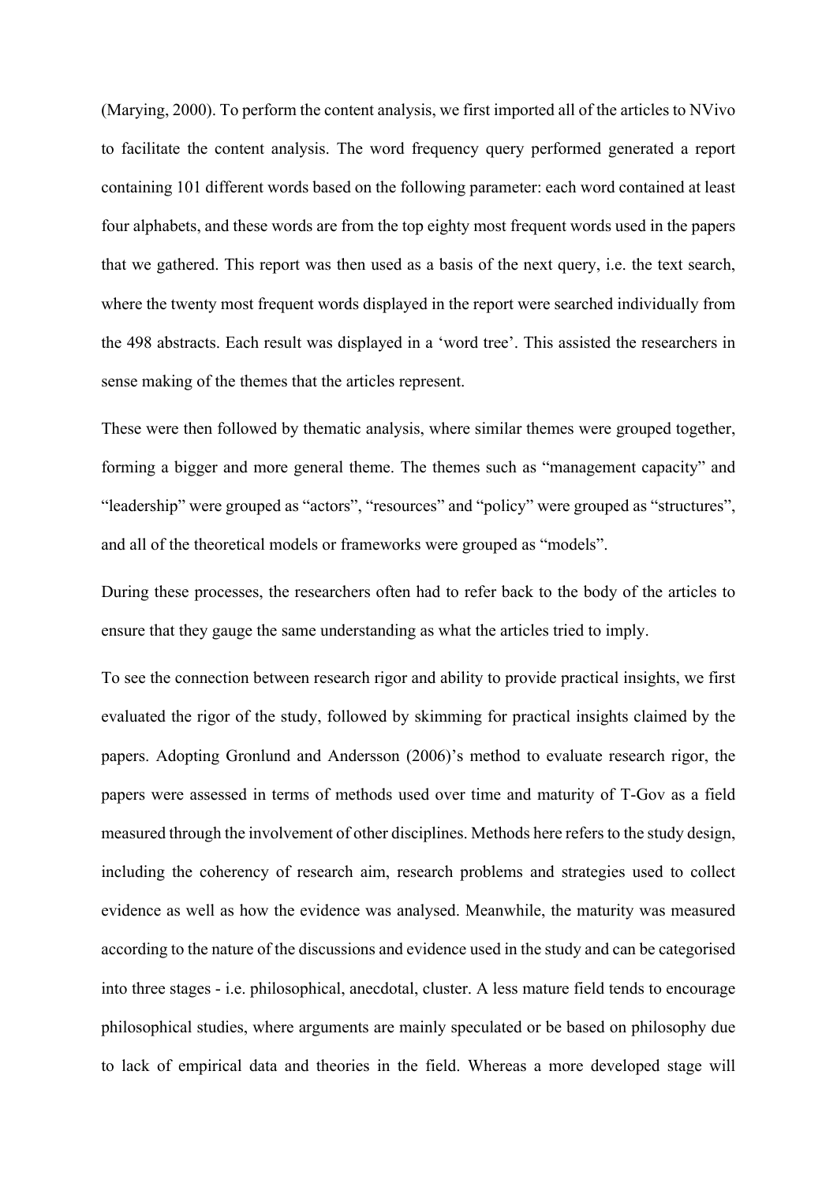(Marying, 2000). To perform the content analysis, we first imported all of the articles to NVivo to facilitate the content analysis. The word frequency query performed generated a report containing 101 different words based on the following parameter: each word contained at least four alphabets, and these words are from the top eighty most frequent words used in the papers that we gathered. This report was then used as a basis of the next query, i.e. the text search, where the twenty most frequent words displayed in the report were searched individually from the 498 abstracts. Each result was displayed in a 'word tree'. This assisted the researchers in sense making of the themes that the articles represent.

These were then followed by thematic analysis, where similar themes were grouped together, forming a bigger and more general theme. The themes such as "management capacity" and "leadership" were grouped as "actors", "resources" and "policy" were grouped as "structures", and all of the theoretical models or frameworks were grouped as "models".

During these processes, the researchers often had to refer back to the body of the articles to ensure that they gauge the same understanding as what the articles tried to imply.

To see the connection between research rigor and ability to provide practical insights, we first evaluated the rigor of the study, followed by skimming for practical insights claimed by the papers. Adopting Gronlund and Andersson (2006)'s method to evaluate research rigor, the papers were assessed in terms of methods used over time and maturity of T-Gov as a field measured through the involvement of other disciplines. Methods here refers to the study design, including the coherency of research aim, research problems and strategies used to collect evidence as well as how the evidence was analysed. Meanwhile, the maturity was measured according to the nature of the discussions and evidence used in the study and can be categorised into three stages - i.e. philosophical, anecdotal, cluster. A less mature field tends to encourage philosophical studies, where arguments are mainly speculated or be based on philosophy due to lack of empirical data and theories in the field. Whereas a more developed stage will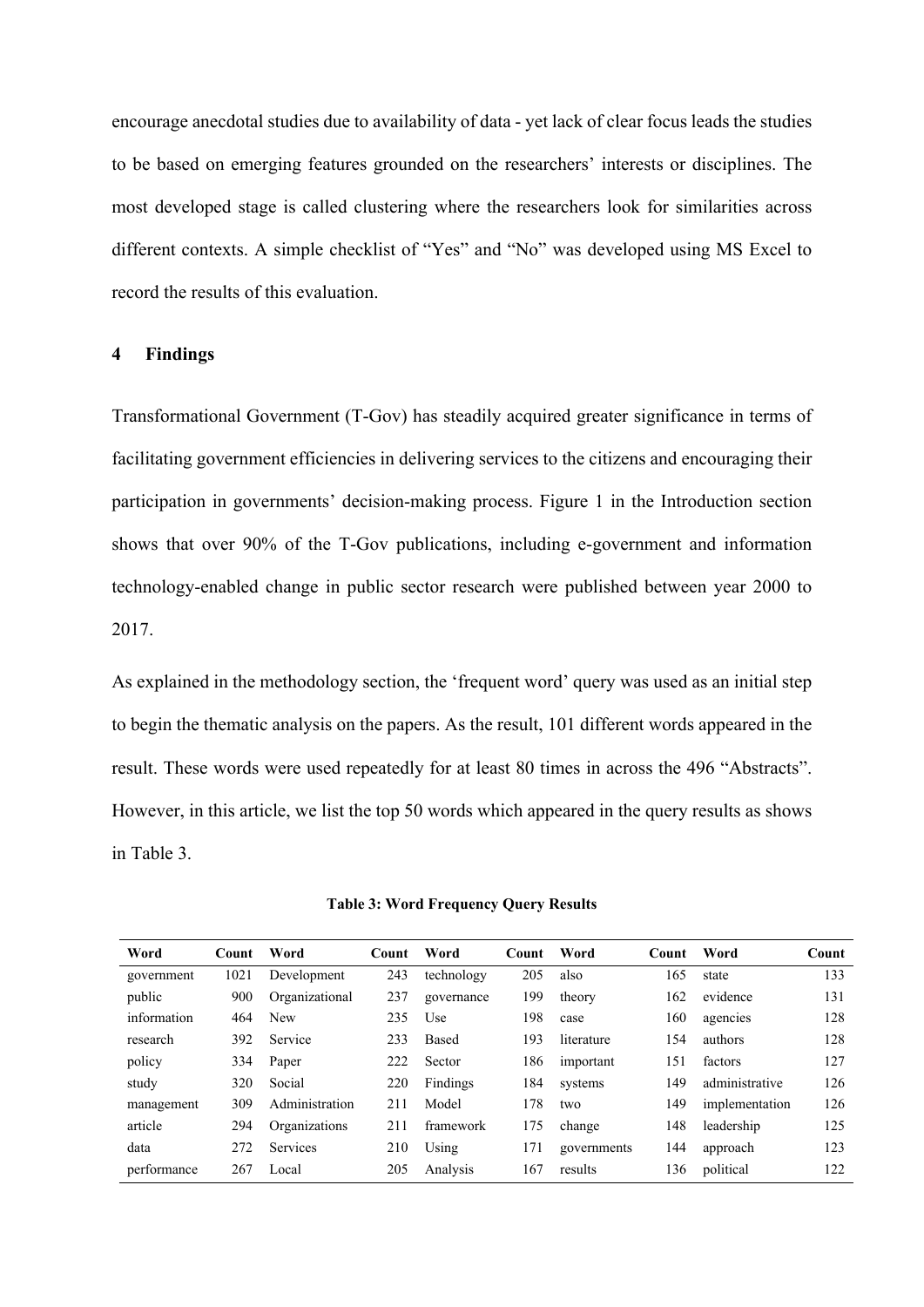encourage anecdotal studies due to availability of data - yet lack of clear focus leads the studies to be based on emerging features grounded on the researchers' interests or disciplines. The most developed stage is called clustering where the researchers look for similarities across different contexts. A simple checklist of "Yes" and "No" was developed using MS Excel to record the results of this evaluation.

## 4 Findings

Transformational Government (T-Gov) has steadily acquired greater significance in terms of facilitating government efficiencies in delivering services to the citizens and encouraging their participation in governments' decision-making process. Figure 1 in the Introduction section shows that over 90% of the T-Gov publications, including e-government and information technology-enabled change in public sector research were published between year 2000 to 2017.

As explained in the methodology section, the 'frequent word' query was used as an initial step to begin the thematic analysis on the papers. As the result, 101 different words appeared in the result. These words were used repeatedly for at least 80 times in across the 496 "Abstracts". However, in this article, we list the top 50 words which appeared in the query results as shows in Table 3.

**Table 3: Word Frequency Query Results**

| Word | Count | Word | Count | Word | Count | Word | Count | Word | Count |
|---|---|---|---|---|---|---|---|---|---|
| government | 1021 | Development | 243 | technology | 205 | also | 165 | state | 133 |
| public | 900 | Organizational | 237 | governance | 199 | theory | 162 | evidence | 131 |
| information | 464 | New | 235 | Use | 198 | case | 160 | agencies | 128 |
| research | 392 | Service | 233 | Based | 193 | literature | 154 | authors | 128 |
| policy | 334 | Paper | 222 | Sector | 186 | important | 151 | factors | 127 |
| study | 320 | Social | 220 | Findings | 184 | systems | 149 | administrative | 126 |
| management | 309 | Administration | 211 | Model | 178 | two | 149 | implementation | 126 |
| article | 294 | Organizations | 211 | framework | 175 | change | 148 | leadership | 125 |
| data | 272 | Services | 210 | Using | 171 | governments | 144 | approach | 123 |
| performance | 267 | Local | 205 | Analysis | 167 | results | 136 | political | 122 |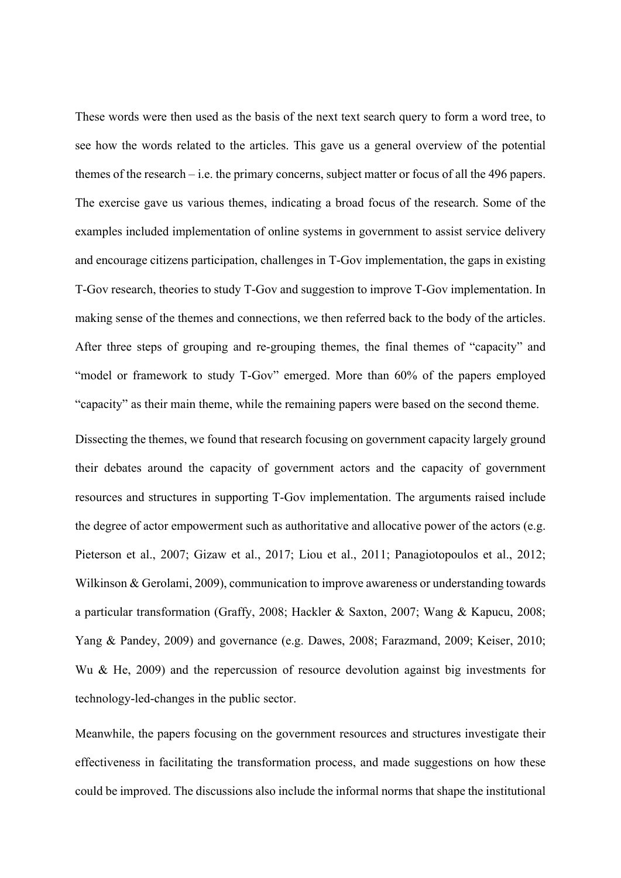These words were then used as the basis of the next text search query to form a word tree, to see how the words related to the articles. This gave us a general overview of the potential themes of the research – i.e. the primary concerns, subject matter or focus of all the 496 papers. The exercise gave us various themes, indicating a broad focus of the research. Some of the examples included implementation of online systems in government to assist service delivery and encourage citizens participation, challenges in T-Gov implementation, the gaps in existing T-Gov research, theories to study T-Gov and suggestion to improve T-Gov implementation. In making sense of the themes and connections, we then referred back to the body of the articles. After three steps of grouping and re-grouping themes, the final themes of "capacity" and "model or framework to study T-Gov" emerged. More than 60% of the papers employed "capacity" as their main theme, while the remaining papers were based on the second theme.

Dissecting the themes, we found that research focusing on government capacity largely ground their debates around the capacity of government actors and the capacity of government resources and structures in supporting T-Gov implementation. The arguments raised include the degree of actor empowerment such as authoritative and allocative power of the actors (e.g. Pieterson et al., 2007; Gizaw et al., 2017; Liou et al., 2011; Panagiotopoulos et al., 2012; Wilkinson & Gerolami, 2009), communication to improve awareness or understanding towards a particular transformation (Graffy, 2008; Hackler & Saxton, 2007; Wang & Kapucu, 2008; Yang & Pandey, 2009) and governance (e.g. Dawes, 2008; Farazmand, 2009; Keiser, 2010; Wu & He, 2009) and the repercussion of resource devolution against big investments for technology-led-changes in the public sector.

Meanwhile, the papers focusing on the government resources and structures investigate their effectiveness in facilitating the transformation process, and made suggestions on how these could be improved. The discussions also include the informal norms that shape the institutional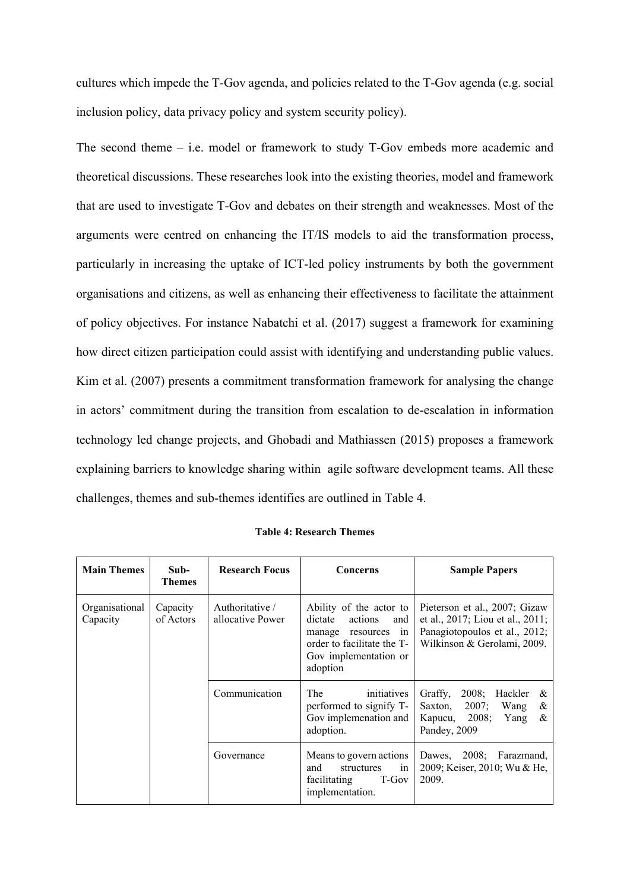cultures which impede the T-Gov agenda, and policies related to the T-Gov agenda (e.g. social inclusion policy, data privacy policy and system security policy).

The second theme – i.e. model or framework to study T-Gov embeds more academic and theoretical discussions. These researches look into the existing theories, model and framework that are used to investigate T-Gov and debates on their strength and weaknesses. Most of the arguments were centred on enhancing the IT/IS models to aid the transformation process, particularly in increasing the uptake of ICT-led policy instruments by both the government organisations and citizens, as well as enhancing their effectiveness to facilitate the attainment of policy objectives. For instance Nabatchi et al. (2017) suggest a framework for examining how direct citizen participation could assist with identifying and understanding public values. Kim et al. (2007) presents a commitment transformation framework for analysing the change in actors' commitment during the transition from escalation to de-escalation in information technology led change projects, and Ghobadi and Mathiassen (2015) proposes a framework explaining barriers to knowledge sharing within agile software development teams. All these challenges, themes and sub-themes identifies are outlined in Table 4.

**Table 4: Research Themes**

| Main Themes | Sub-Themes | Research Focus | Concerns | Sample Papers |
|---|---|---|---|---|
| Organisational Capacity | Capacity of Actors | Authoritative / allocative Power | Ability of the actor to dictate actions and manage resources in order to facilitate the T-Gov implementation or adoption | Pieterson et al., 2007; Gizaw et al., 2017; Liou et al., 2011; Panagiotopoulos et al., 2012; Wilkinson & Gerolami, 2009. |
| | | Communication | The initiatives performed to signify T-Gov implemenation and adoption. | Graffy, 2008; Hackler & Saxton, 2007; Wang & Kapucu, 2008; Yang & Pandey, 2009 |
| | | Governance | Means to govern actions and structures in facilitating T-Gov implementation. | Dawes, 2008; Farazmand, 2009; Keiser, 2010; Wu & He, 2009. |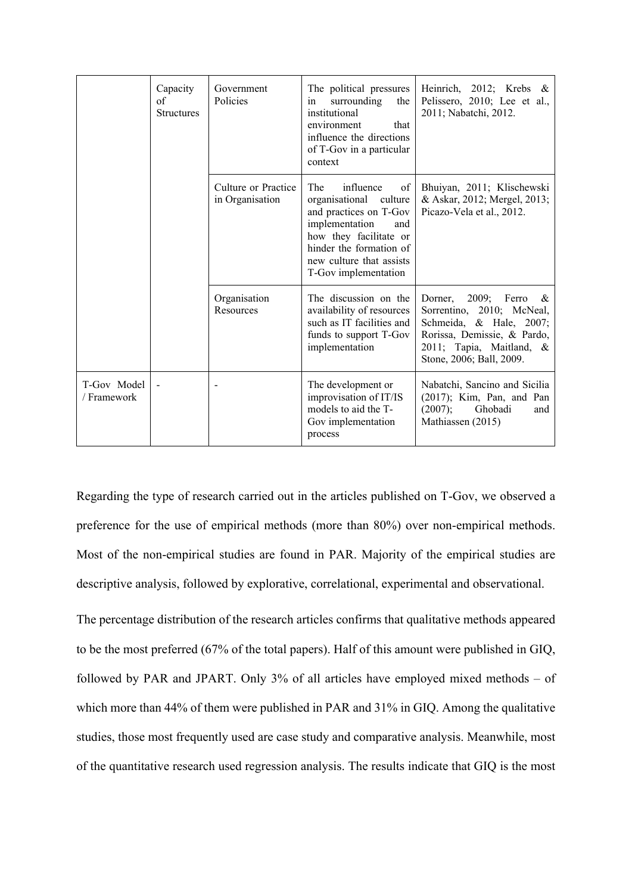| | | | | |
|---|---|---|---|---|
| | Capacity of Structures | Government Policies | The political pressures in surrounding the institutional environment that influence the directions of T-Gov in a particular context | Heinrich, 2012; Krebs & Pelissero, 2010; Lee et al., 2011; Nabatchi, 2012. |
| | | Culture or Practice in Organisation | The influence of organisational culture and practices on T-Gov implementation and how they facilitate or hinder the formation of new culture that assists T-Gov implementation | Bhuiyan, 2011; Klischewski & Askar, 2012; Mergel, 2013; Picazo-Vela et al., 2012. |
| | | Organisation Resources | The discussion on the availability of resources such as IT facilities and funds to support T-Gov implementation | Dorner, 2009; Ferro & Sorrentino, 2010; McNeal, Schmeida, & Hale, 2007; Rorissa, Demissie, & Pardo, 2011; Tapia, Maitland, & Stone, 2006; Ball, 2009. |
| T-Gov Model / Framework | - | - | The development or improvisation of IT/IS models to aid the T-Gov implementation process | Nabatchi, Sancino and Sicilia (2017); Kim, Pan, and Pan (2007); Ghobadi and Mathiassen (2015) |

Regarding the type of research carried out in the articles published on T-Gov, we observed a preference for the use of empirical methods (more than 80%) over non-empirical methods. Most of the non-empirical studies are found in PAR. Majority of the empirical studies are descriptive analysis, followed by explorative, correlational, experimental and observational.

The percentage distribution of the research articles confirms that qualitative methods appeared to be the most preferred (67% of the total papers). Half of this amount were published in GIQ, followed by PAR and JPART. Only 3% of all articles have employed mixed methods – of which more than 44% of them were published in PAR and 31% in GIQ. Among the qualitative studies, those most frequently used are case study and comparative analysis. Meanwhile, most of the quantitative research used regression analysis. The results indicate that GIQ is the most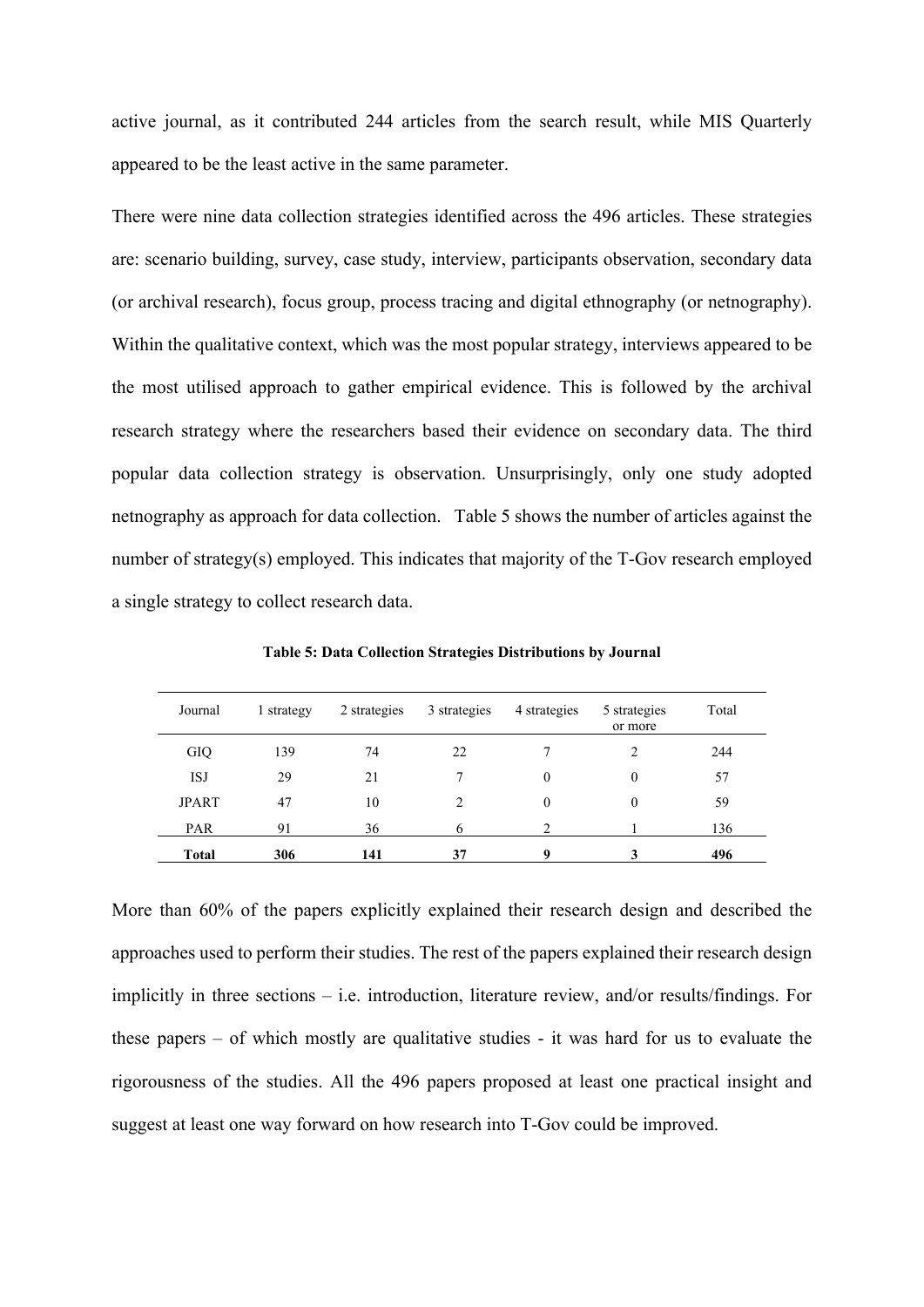active journal, as it contributed 244 articles from the search result, while MIS Quarterly appeared to be the least active in the same parameter.

There were nine data collection strategies identified across the 496 articles. These strategies are: scenario building, survey, case study, interview, participants observation, secondary data (or archival research), focus group, process tracing and digital ethnography (or netnography). Within the qualitative context, which was the most popular strategy, interviews appeared to be the most utilised approach to gather empirical evidence. This is followed by the archival research strategy where the researchers based their evidence on secondary data. The third popular data collection strategy is observation. Unsurprisingly, only one study adopted netnography as approach for data collection. Table 5 shows the number of articles against the number of strategy(s) employed. This indicates that majority of the T-Gov research employed a single strategy to collect research data.

**Table 5: Data Collection Strategies Distributions by Journal**

| Journal | 1 strategy | 2 strategies | 3 strategies | 4 strategies | 5 strategies or more | Total |
|---|---|---|---|---|---|---|
| GIQ | 139 | 74 | 22 | 7 | 2 | 244 |
| ISJ | 29 | 21 | 7 | 0 | 0 | 57 |
| JPART | 47 | 10 | 2 | 0 | 0 | 59 |
| PAR | 91 | 36 | 6 | 2 | 1 | 136 |
| **Total** | **306** | **141** | **37** | **9** | **3** | **496** |

More than 60% of the papers explicitly explained their research design and described the approaches used to perform their studies. The rest of the papers explained their research design implicitly in three sections – i.e. introduction, literature review, and/or results/findings. For these papers – of which mostly are qualitative studies - it was hard for us to evaluate the rigorousness of the studies. All the 496 papers proposed at least one practical insight and suggest at least one way forward on how research into T-Gov could be improved.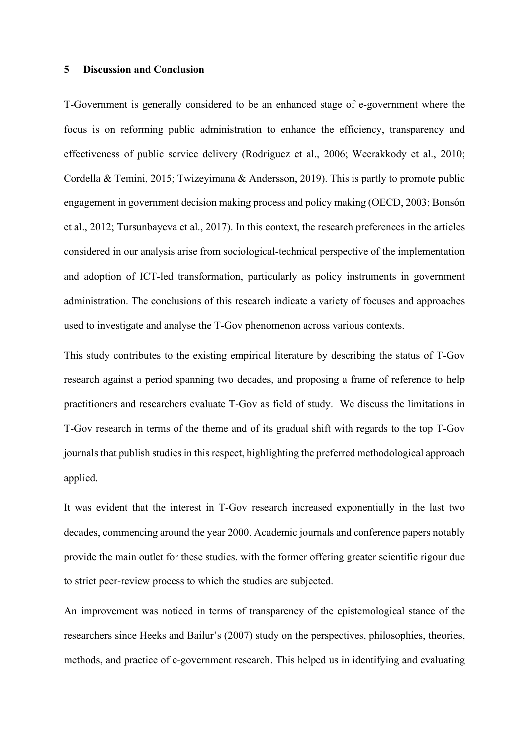## 5 Discussion and Conclusion

T-Government is generally considered to be an enhanced stage of e-government where the focus is on reforming public administration to enhance the efficiency, transparency and effectiveness of public service delivery (Rodriguez et al., 2006; Weerakkody et al., 2010; Cordella & Temini, 2015; Twizeyimana & Andersson, 2019). This is partly to promote public engagement in government decision making process and policy making (OECD, 2003; Bonsón et al., 2012; Tursunbayeva et al., 2017). In this context, the research preferences in the articles considered in our analysis arise from sociological-technical perspective of the implementation and adoption of ICT-led transformation, particularly as policy instruments in government administration. The conclusions of this research indicate a variety of focuses and approaches used to investigate and analyse the T-Gov phenomenon across various contexts.

This study contributes to the existing empirical literature by describing the status of T-Gov research against a period spanning two decades, and proposing a frame of reference to help practitioners and researchers evaluate T-Gov as field of study. We discuss the limitations in T-Gov research in terms of the theme and of its gradual shift with regards to the top T-Gov journals that publish studies in this respect, highlighting the preferred methodological approach applied.

It was evident that the interest in T-Gov research increased exponentially in the last two decades, commencing around the year 2000. Academic journals and conference papers notably provide the main outlet for these studies, with the former offering greater scientific rigour due to strict peer-review process to which the studies are subjected.

An improvement was noticed in terms of transparency of the epistemological stance of the researchers since Heeks and Bailur's (2007) study on the perspectives, philosophies, theories, methods, and practice of e-government research. This helped us in identifying and evaluating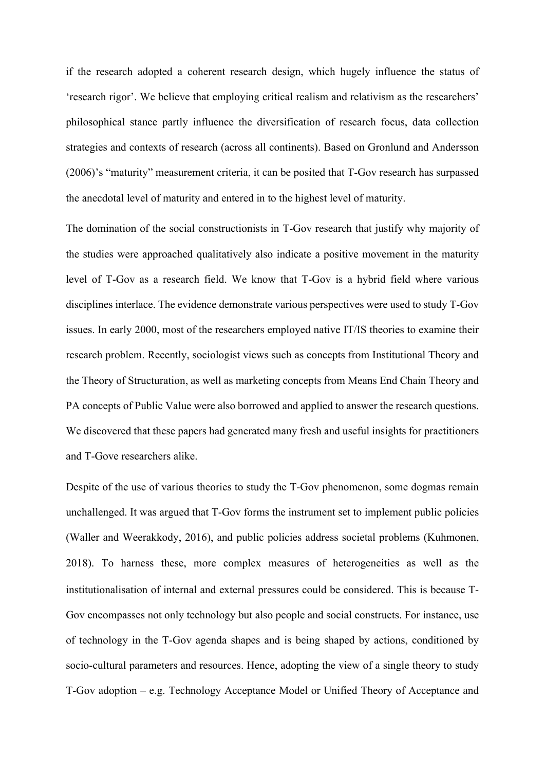if the research adopted a coherent research design, which hugely influence the status of 'research rigor'. We believe that employing critical realism and relativism as the researchers' philosophical stance partly influence the diversification of research focus, data collection strategies and contexts of research (across all continents). Based on Gronlund and Andersson (2006)'s "maturity" measurement criteria, it can be posited that T-Gov research has surpassed the anecdotal level of maturity and entered in to the highest level of maturity.

The domination of the social constructionists in T-Gov research that justify why majority of the studies were approached qualitatively also indicate a positive movement in the maturity level of T-Gov as a research field. We know that T-Gov is a hybrid field where various disciplines interlace. The evidence demonstrate various perspectives were used to study T-Gov issues. In early 2000, most of the researchers employed native IT/IS theories to examine their research problem. Recently, sociologist views such as concepts from Institutional Theory and the Theory of Structuration, as well as marketing concepts from Means End Chain Theory and PA concepts of Public Value were also borrowed and applied to answer the research questions. We discovered that these papers had generated many fresh and useful insights for practitioners and T-Gove researchers alike.

Despite of the use of various theories to study the T-Gov phenomenon, some dogmas remain unchallenged. It was argued that T-Gov forms the instrument set to implement public policies (Waller and Weerakkody, 2016), and public policies address societal problems (Kuhmonen, 2018). To harness these, more complex measures of heterogeneities as well as the institutionalisation of internal and external pressures could be considered. This is because T-Gov encompasses not only technology but also people and social constructs. For instance, use of technology in the T-Gov agenda shapes and is being shaped by actions, conditioned by socio-cultural parameters and resources. Hence, adopting the view of a single theory to study T-Gov adoption – e.g. Technology Acceptance Model or Unified Theory of Acceptance and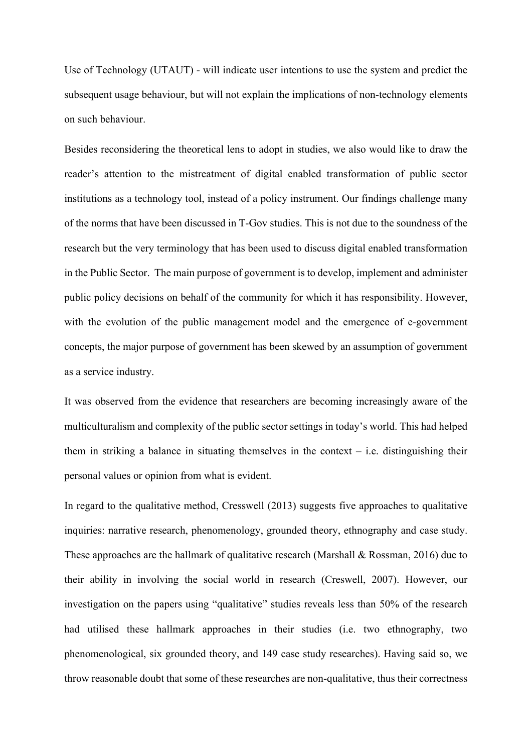Use of Technology (UTAUT) - will indicate user intentions to use the system and predict the subsequent usage behaviour, but will not explain the implications of non-technology elements on such behaviour.

Besides reconsidering the theoretical lens to adopt in studies, we also would like to draw the reader's attention to the mistreatment of digital enabled transformation of public sector institutions as a technology tool, instead of a policy instrument. Our findings challenge many of the norms that have been discussed in T-Gov studies. This is not due to the soundness of the research but the very terminology that has been used to discuss digital enabled transformation in the Public Sector. The main purpose of government is to develop, implement and administer public policy decisions on behalf of the community for which it has responsibility. However, with the evolution of the public management model and the emergence of e-government concepts, the major purpose of government has been skewed by an assumption of government as a service industry.

It was observed from the evidence that researchers are becoming increasingly aware of the multiculturalism and complexity of the public sector settings in today's world. This had helped them in striking a balance in situating themselves in the context – i.e. distinguishing their personal values or opinion from what is evident.

In regard to the qualitative method, Cresswell (2013) suggests five approaches to qualitative inquiries: narrative research, phenomenology, grounded theory, ethnography and case study. These approaches are the hallmark of qualitative research (Marshall & Rossman, 2016) due to their ability in involving the social world in research (Creswell, 2007). However, our investigation on the papers using "qualitative" studies reveals less than 50% of the research had utilised these hallmark approaches in their studies (i.e. two ethnography, two phenomenological, six grounded theory, and 149 case study researches). Having said so, we throw reasonable doubt that some of these researches are non-qualitative, thus their correctness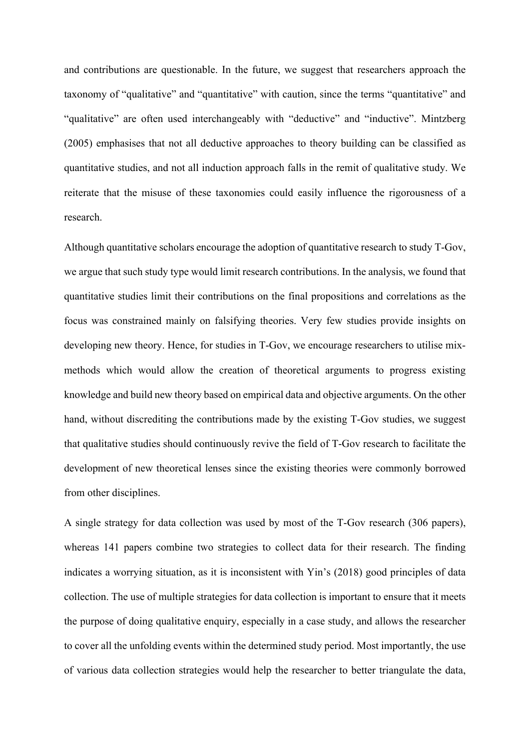and contributions are questionable. In the future, we suggest that researchers approach the taxonomy of "qualitative" and "quantitative" with caution, since the terms "quantitative" and "qualitative" are often used interchangeably with "deductive" and "inductive". Mintzberg (2005) emphasises that not all deductive approaches to theory building can be classified as quantitative studies, and not all induction approach falls in the remit of qualitative study. We reiterate that the misuse of these taxonomies could easily influence the rigorousness of a research.

Although quantitative scholars encourage the adoption of quantitative research to study T-Gov, we argue that such study type would limit research contributions. In the analysis, we found that quantitative studies limit their contributions on the final propositions and correlations as the focus was constrained mainly on falsifying theories. Very few studies provide insights on developing new theory. Hence, for studies in T-Gov, we encourage researchers to utilise mix-methods which would allow the creation of theoretical arguments to progress existing knowledge and build new theory based on empirical data and objective arguments. On the other hand, without discrediting the contributions made by the existing T-Gov studies, we suggest that qualitative studies should continuously revive the field of T-Gov research to facilitate the development of new theoretical lenses since the existing theories were commonly borrowed from other disciplines.

A single strategy for data collection was used by most of the T-Gov research (306 papers), whereas 141 papers combine two strategies to collect data for their research. The finding indicates a worrying situation, as it is inconsistent with Yin's (2018) good principles of data collection. The use of multiple strategies for data collection is important to ensure that it meets the purpose of doing qualitative enquiry, especially in a case study, and allows the researcher to cover all the unfolding events within the determined study period. Most importantly, the use of various data collection strategies would help the researcher to better triangulate the data,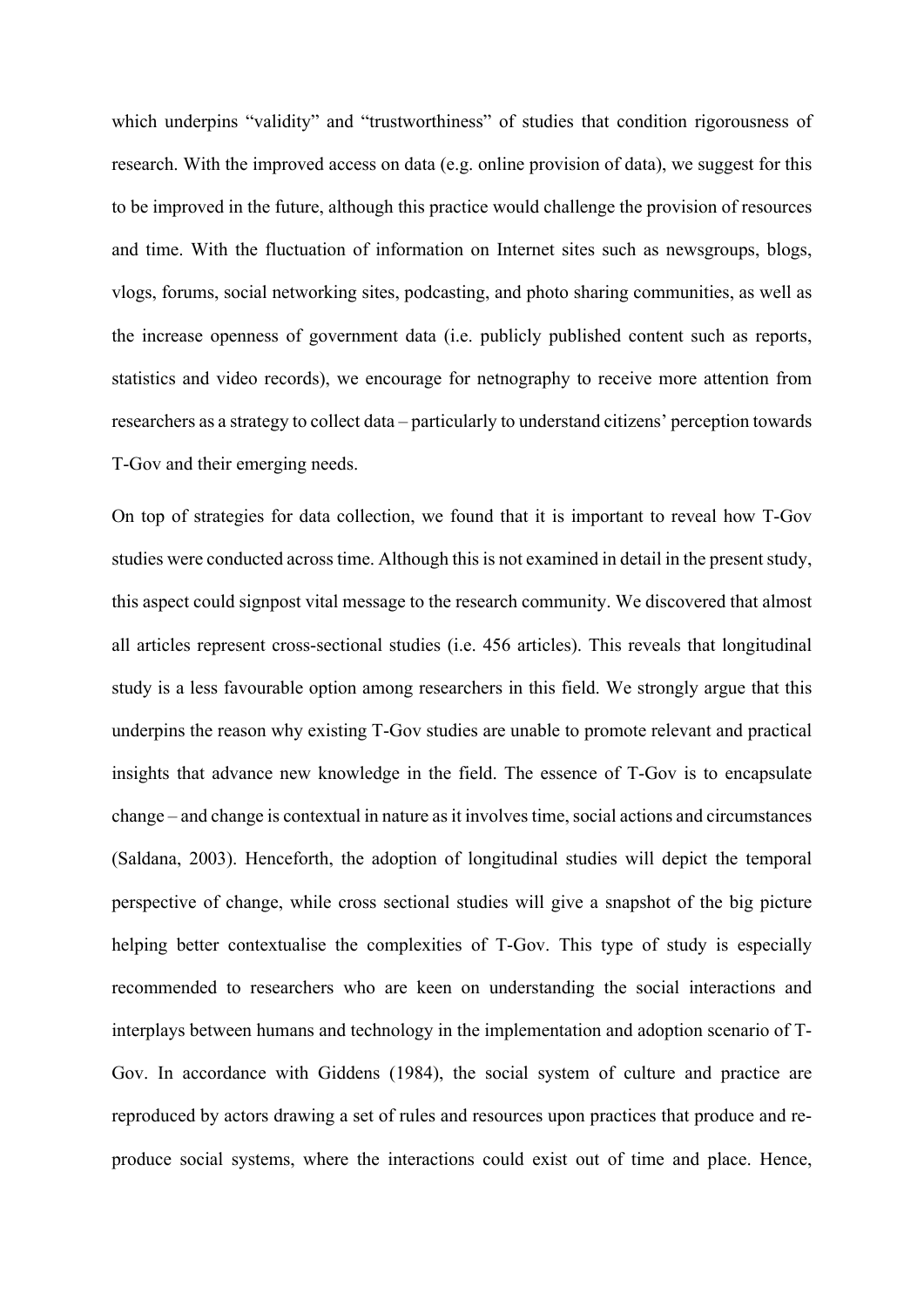which underpins "validity" and "trustworthiness" of studies that condition rigorousness of research. With the improved access on data (e.g. online provision of data), we suggest for this to be improved in the future, although this practice would challenge the provision of resources and time. With the fluctuation of information on Internet sites such as newsgroups, blogs, vlogs, forums, social networking sites, podcasting, and photo sharing communities, as well as the increase openness of government data (i.e. publicly published content such as reports, statistics and video records), we encourage for netnography to receive more attention from researchers as a strategy to collect data – particularly to understand citizens' perception towards T-Gov and their emerging needs.

On top of strategies for data collection, we found that it is important to reveal how T-Gov studies were conducted across time. Although this is not examined in detail in the present study, this aspect could signpost vital message to the research community. We discovered that almost all articles represent cross-sectional studies (i.e. 456 articles). This reveals that longitudinal study is a less favourable option among researchers in this field. We strongly argue that this underpins the reason why existing T-Gov studies are unable to promote relevant and practical insights that advance new knowledge in the field. The essence of T-Gov is to encapsulate change – and change is contextual in nature as it involves time, social actions and circumstances (Saldana, 2003). Henceforth, the adoption of longitudinal studies will depict the temporal perspective of change, while cross sectional studies will give a snapshot of the big picture helping better contextualise the complexities of T-Gov. This type of study is especially recommended to researchers who are keen on understanding the social interactions and interplays between humans and technology in the implementation and adoption scenario of T-Gov. In accordance with Giddens (1984), the social system of culture and practice are reproduced by actors drawing a set of rules and resources upon practices that produce and re-produce social systems, where the interactions could exist out of time and place. Hence,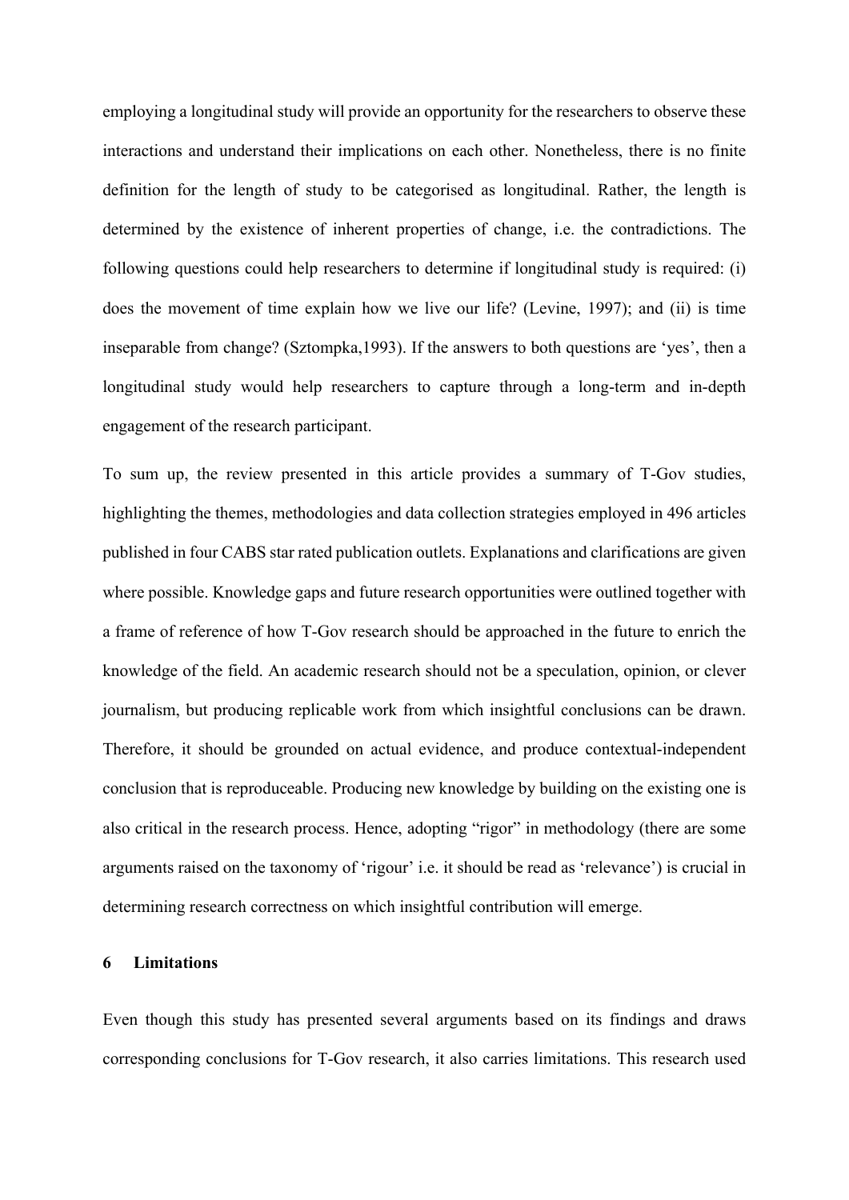employing a longitudinal study will provide an opportunity for the researchers to observe these interactions and understand their implications on each other. Nonetheless, there is no finite definition for the length of study to be categorised as longitudinal. Rather, the length is determined by the existence of inherent properties of change, i.e. the contradictions. The following questions could help researchers to determine if longitudinal study is required: (i) does the movement of time explain how we live our life? (Levine, 1997); and (ii) is time inseparable from change? (Sztompka,1993). If the answers to both questions are 'yes', then a longitudinal study would help researchers to capture through a long-term and in-depth engagement of the research participant.

To sum up, the review presented in this article provides a summary of T-Gov studies, highlighting the themes, methodologies and data collection strategies employed in 496 articles published in four CABS star rated publication outlets. Explanations and clarifications are given where possible. Knowledge gaps and future research opportunities were outlined together with a frame of reference of how T-Gov research should be approached in the future to enrich the knowledge of the field. An academic research should not be a speculation, opinion, or clever journalism, but producing replicable work from which insightful conclusions can be drawn. Therefore, it should be grounded on actual evidence, and produce contextual-independent conclusion that is reproduceable. Producing new knowledge by building on the existing one is also critical in the research process. Hence, adopting "rigor" in methodology (there are some arguments raised on the taxonomy of 'rigour' i.e. it should be read as 'relevance') is crucial in determining research correctness on which insightful contribution will emerge.

## 6 Limitations

Even though this study has presented several arguments based on its findings and draws corresponding conclusions for T-Gov research, it also carries limitations. This research used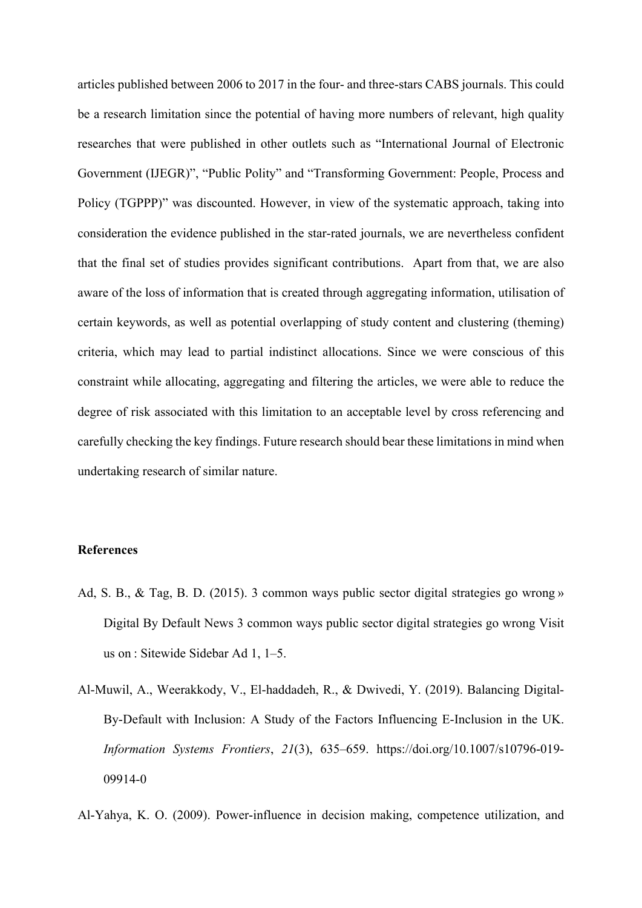articles published between 2006 to 2017 in the four- and three-stars CABS journals. This could be a research limitation since the potential of having more numbers of relevant, high quality researches that were published in other outlets such as "International Journal of Electronic Government (IJEGR)", "Public Polity" and "Transforming Government: People, Process and Policy (TGPPP)" was discounted. However, in view of the systematic approach, taking into consideration the evidence published in the star-rated journals, we are nevertheless confident that the final set of studies provides significant contributions. Apart from that, we are also aware of the loss of information that is created through aggregating information, utilisation of certain keywords, as well as potential overlapping of study content and clustering (theming) criteria, which may lead to partial indistinct allocations. Since we were conscious of this constraint while allocating, aggregating and filtering the articles, we were able to reduce the degree of risk associated with this limitation to an acceptable level by cross referencing and carefully checking the key findings. Future research should bear these limitations in mind when undertaking research of similar nature.

**References**

Ad, S. B., & Tag, B. D. (2015). 3 common ways public sector digital strategies go wrong » Digital By Default News 3 common ways public sector digital strategies go wrong Visit us on : Sitewide Sidebar Ad 1, 1–5.

Al-Muwil, A., Weerakkody, V., El-haddadeh, R., & Dwivedi, Y. (2019). Balancing Digital-By-Default with Inclusion: A Study of the Factors Influencing E-Inclusion in the UK. *Information Systems Frontiers*, *21*(3), 635–659. https://doi.org/10.1007/s10796-019-09914-0

Al-Yahya, K. O. (2009). Power-influence in decision making, competence utilization, and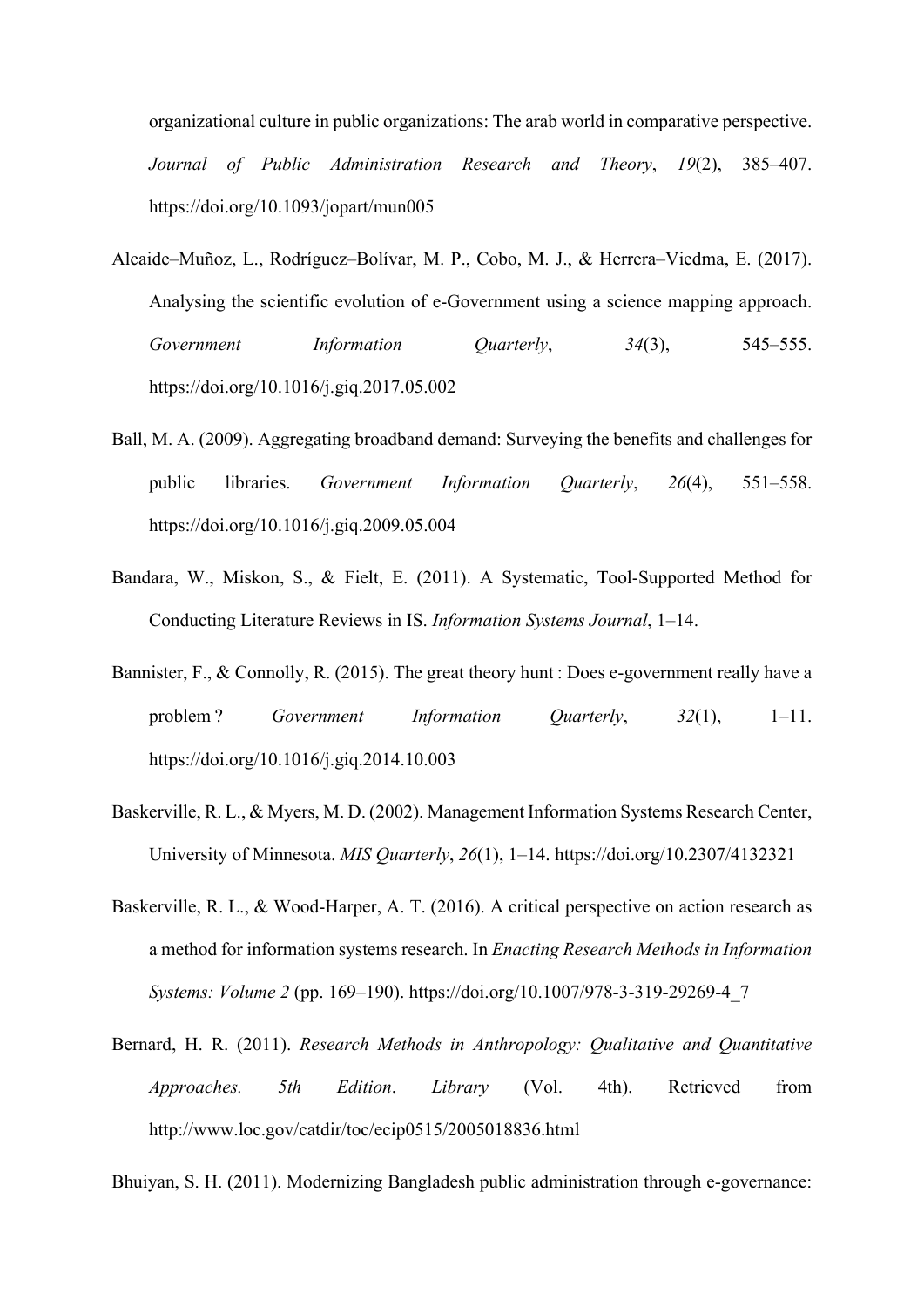organizational culture in public organizations: The arab world in comparative perspective. *Journal of Public Administration Research and Theory*, *19*(2), 385–407. https://doi.org/10.1093/jopart/mun005

Alcaide–Muñoz, L., Rodríguez–Bolívar, M. P., Cobo, M. J., & Herrera–Viedma, E. (2017). Analysing the scientific evolution of e-Government using a science mapping approach. *Government Information Quarterly*, *34*(3), 545–555. https://doi.org/10.1016/j.giq.2017.05.002

Ball, M. A. (2009). Aggregating broadband demand: Surveying the benefits and challenges for public libraries. *Government Information Quarterly*, *26*(4), 551–558. https://doi.org/10.1016/j.giq.2009.05.004

Bandara, W., Miskon, S., & Fielt, E. (2011). A Systematic, Tool-Supported Method for Conducting Literature Reviews in IS. *Information Systems Journal*, 1–14.

Bannister, F., & Connolly, R. (2015). The great theory hunt : Does e-government really have a problem ? *Government Information Quarterly*, *32*(1), 1–11. https://doi.org/10.1016/j.giq.2014.10.003

Baskerville, R. L., & Myers, M. D. (2002). Management Information Systems Research Center, University of Minnesota. *MIS Quarterly*, *26*(1), 1–14. https://doi.org/10.2307/4132321

Baskerville, R. L., & Wood-Harper, A. T. (2016). A critical perspective on action research as a method for information systems research. In *Enacting Research Methods in Information Systems: Volume 2* (pp. 169–190). https://doi.org/10.1007/978-3-319-29269-4_7

Bernard, H. R. (2011). *Research Methods in Anthropology: Qualitative and Quantitative Approaches. 5th Edition*. *Library* (Vol. 4th). Retrieved from http://www.loc.gov/catdir/toc/ecip0515/2005018836.html

Bhuiyan, S. H. (2011). Modernizing Bangladesh public administration through e-governance: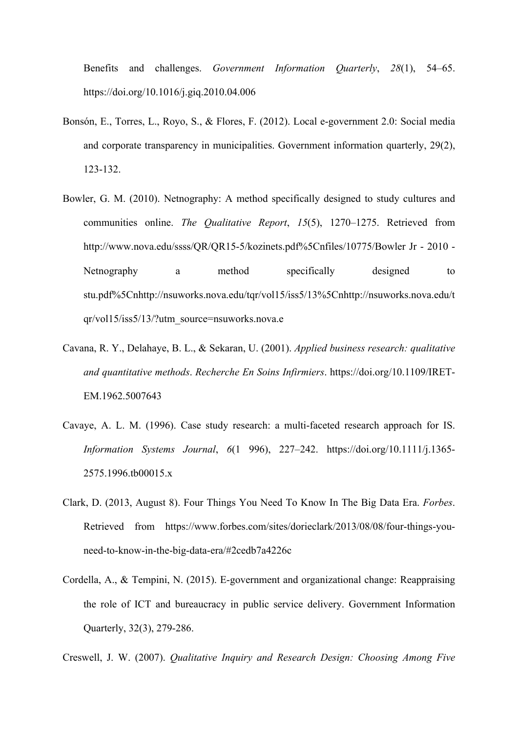Benefits and challenges. *Government Information Quarterly*, *28*(1), 54–65. https://doi.org/10.1016/j.giq.2010.04.006

Bonsón, E., Torres, L., Royo, S., & Flores, F. (2012). Local e-government 2.0: Social media and corporate transparency in municipalities. Government information quarterly, 29(2), 123-132.

Bowler, G. M. (2010). Netnography: A method specifically designed to study cultures and communities online. *The Qualitative Report*, *15*(5), 1270–1275. Retrieved from http://www.nova.edu/ssss/QR/QR15-5/kozinets.pdf%5Cnfiles/10775/Bowler Jr - 2010 - Netnography a method specifically designed to stu.pdf%5Cnhttp://nsuworks.nova.edu/tqr/vol15/iss5/13%5Cnhttp://nsuworks.nova.edu/tqr/vol15/iss5/13/?utm_source=nsuworks.nova.e

Cavana, R. Y., Delahaye, B. L., & Sekaran, U. (2001). *Applied business research: qualitative and quantitative methods*. *Recherche En Soins Infirmiers*. https://doi.org/10.1109/IRET-EM.1962.5007643

Cavaye, A. L. M. (1996). Case study research: a multi-faceted research approach for IS. *Information Systems Journal*, *6*(1 996), 227–242. https://doi.org/10.1111/j.1365-2575.1996.tb00015.x

Clark, D. (2013, August 8). Four Things You Need To Know In The Big Data Era. *Forbes*. Retrieved from https://www.forbes.com/sites/dorieclark/2013/08/08/four-things-you-need-to-know-in-the-big-data-era/#2cedb7a4226c

Cordella, A., & Tempini, N. (2015). E-government and organizational change: Reappraising the role of ICT and bureaucracy in public service delivery. Government Information Quarterly, 32(3), 279-286.

Creswell, J. W. (2007). *Qualitative Inquiry and Research Design: Choosing Among Five*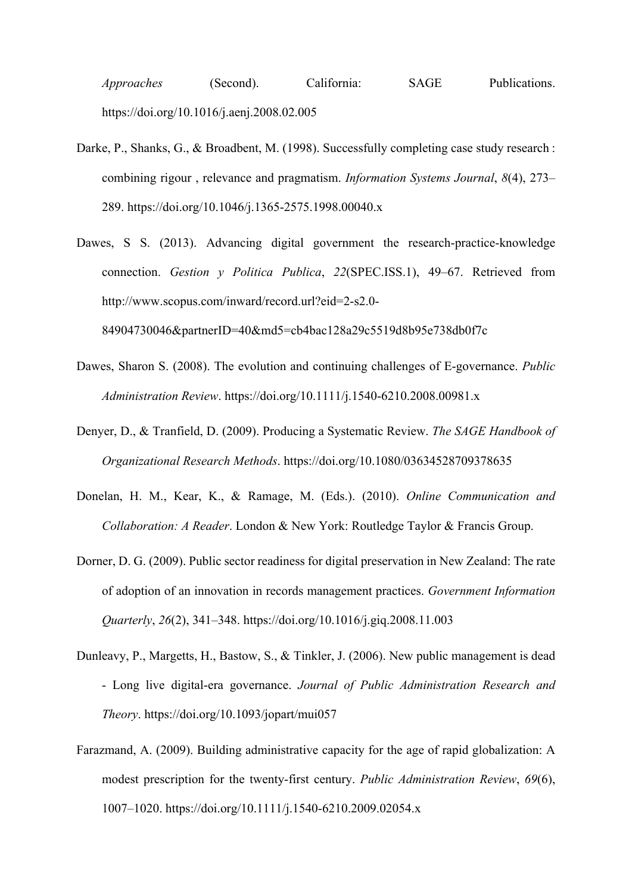*Approaches* (Second). California: SAGE Publications. https://doi.org/10.1016/j.aenj.2008.02.005

Darke, P., Shanks, G., & Broadbent, M. (1998). Successfully completing case study research : combining rigour , relevance and pragmatism. *Information Systems Journal*, *8*(4), 273–289. https://doi.org/10.1046/j.1365-2575.1998.00040.x

Dawes, S S. (2013). Advancing digital government the research-practice-knowledge connection. *Gestion y Politica Publica*, *22*(SPEC.ISS.1), 49–67. Retrieved from http://www.scopus.com/inward/record.url?eid=2-s2.0-84904730046&partnerID=40&md5=cb4bac128a29c5519d8b95e738db0f7c

Dawes, Sharon S. (2008). The evolution and continuing challenges of E-governance. *Public Administration Review*. https://doi.org/10.1111/j.1540-6210.2008.00981.x

Denyer, D., & Tranfield, D. (2009). Producing a Systematic Review. *The SAGE Handbook of Organizational Research Methods*. https://doi.org/10.1080/03634528709378635

Donelan, H. M., Kear, K., & Ramage, M. (Eds.). (2010). *Online Communication and Collaboration: A Reader*. London & New York: Routledge Taylor & Francis Group.

Dorner, D. G. (2009). Public sector readiness for digital preservation in New Zealand: The rate of adoption of an innovation in records management practices. *Government Information Quarterly*, *26*(2), 341–348. https://doi.org/10.1016/j.giq.2008.11.003

Dunleavy, P., Margetts, H., Bastow, S., & Tinkler, J. (2006). New public management is dead - Long live digital-era governance. *Journal of Public Administration Research and Theory*. https://doi.org/10.1093/jopart/mui057

Farazmand, A. (2009). Building administrative capacity for the age of rapid globalization: A modest prescription for the twenty-first century. *Public Administration Review*, *69*(6), 1007–1020. https://doi.org/10.1111/j.1540-6210.2009.02054.x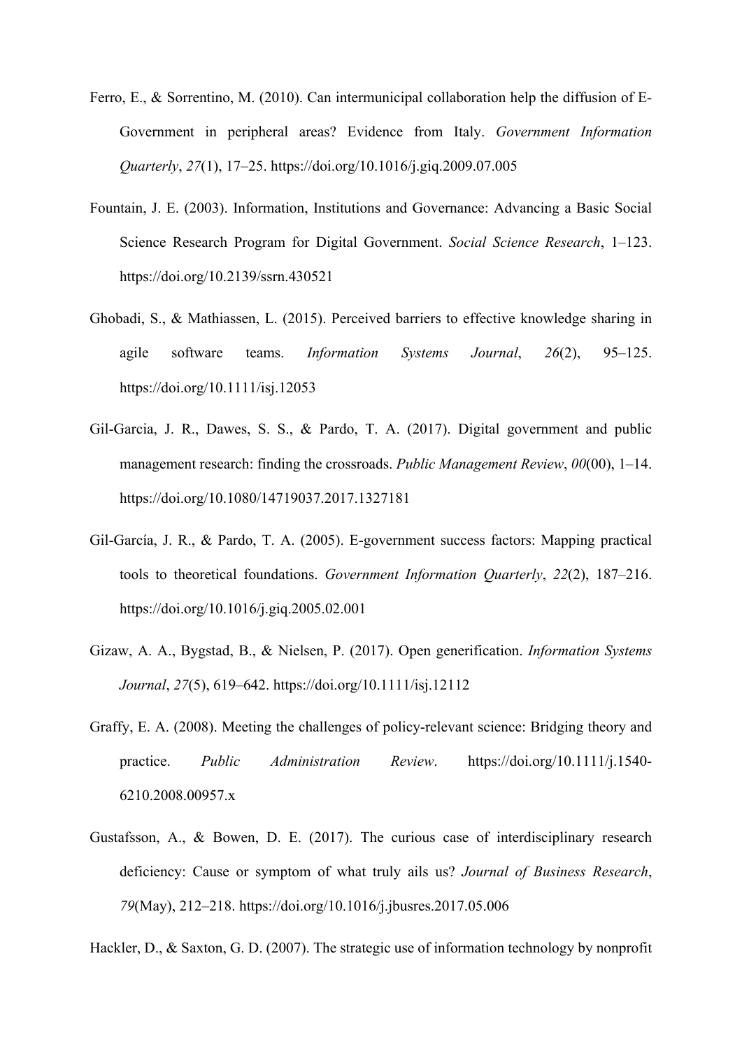Ferro, E., & Sorrentino, M. (2010). Can intermunicipal collaboration help the diffusion of E-Government in peripheral areas? Evidence from Italy. *Government Information Quarterly*, *27*(1), 17–25. https://doi.org/10.1016/j.giq.2009.07.005

Fountain, J. E. (2003). Information, Institutions and Governance: Advancing a Basic Social Science Research Program for Digital Government. *Social Science Research*, 1–123. https://doi.org/10.2139/ssrn.430521

Ghobadi, S., & Mathiassen, L. (2015). Perceived barriers to effective knowledge sharing in agile software teams. *Information Systems Journal*, *26*(2), 95–125. https://doi.org/10.1111/isj.12053

Gil-Garcia, J. R., Dawes, S. S., & Pardo, T. A. (2017). Digital government and public management research: finding the crossroads. *Public Management Review*, *00*(00), 1–14. https://doi.org/10.1080/14719037.2017.1327181

Gil-García, J. R., & Pardo, T. A. (2005). E-government success factors: Mapping practical tools to theoretical foundations. *Government Information Quarterly*, *22*(2), 187–216. https://doi.org/10.1016/j.giq.2005.02.001

Gizaw, A. A., Bygstad, B., & Nielsen, P. (2017). Open generification. *Information Systems Journal*, *27*(5), 619–642. https://doi.org/10.1111/isj.12112

Graffy, E. A. (2008). Meeting the challenges of policy-relevant science: Bridging theory and practice. *Public Administration Review*. https://doi.org/10.1111/j.1540-6210.2008.00957.x

Gustafsson, A., & Bowen, D. E. (2017). The curious case of interdisciplinary research deficiency: Cause or symptom of what truly ails us? *Journal of Business Research*, *79*(May), 212–218. https://doi.org/10.1016/j.jbusres.2017.05.006

Hackler, D., & Saxton, G. D. (2007). The strategic use of information technology by nonprofit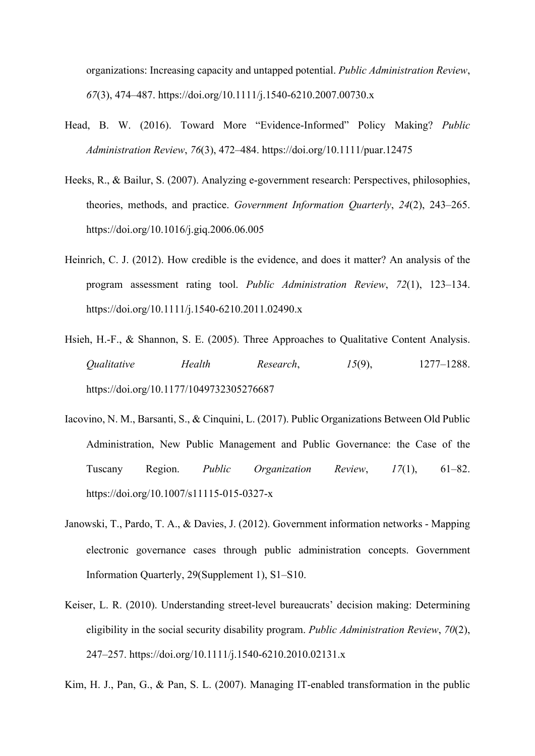organizations: Increasing capacity and untapped potential. *Public Administration Review*, *67*(3), 474–487. https://doi.org/10.1111/j.1540-6210.2007.00730.x

Head, B. W. (2016). Toward More "Evidence-Informed" Policy Making? *Public Administration Review*, *76*(3), 472–484. https://doi.org/10.1111/puar.12475

Heeks, R., & Bailur, S. (2007). Analyzing e-government research: Perspectives, philosophies, theories, methods, and practice. *Government Information Quarterly*, *24*(2), 243–265. https://doi.org/10.1016/j.giq.2006.06.005

Heinrich, C. J. (2012). How credible is the evidence, and does it matter? An analysis of the program assessment rating tool. *Public Administration Review*, *72*(1), 123–134. https://doi.org/10.1111/j.1540-6210.2011.02490.x

Hsieh, H.-F., & Shannon, S. E. (2005). Three Approaches to Qualitative Content Analysis. *Qualitative Health Research*, *15*(9), 1277–1288. https://doi.org/10.1177/1049732305276687

Iacovino, N. M., Barsanti, S., & Cinquini, L. (2017). Public Organizations Between Old Public Administration, New Public Management and Public Governance: the Case of the Tuscany Region. *Public Organization Review*, *17*(1), 61–82. https://doi.org/10.1007/s11115-015-0327-x

Janowski, T., Pardo, T. A., & Davies, J. (2012). Government information networks - Mapping electronic governance cases through public administration concepts. Government Information Quarterly, 29(Supplement 1), S1–S10.

Keiser, L. R. (2010). Understanding street-level bureaucrats' decision making: Determining eligibility in the social security disability program. *Public Administration Review*, *70*(2), 247–257. https://doi.org/10.1111/j.1540-6210.2010.02131.x

Kim, H. J., Pan, G., & Pan, S. L. (2007). Managing IT-enabled transformation in the public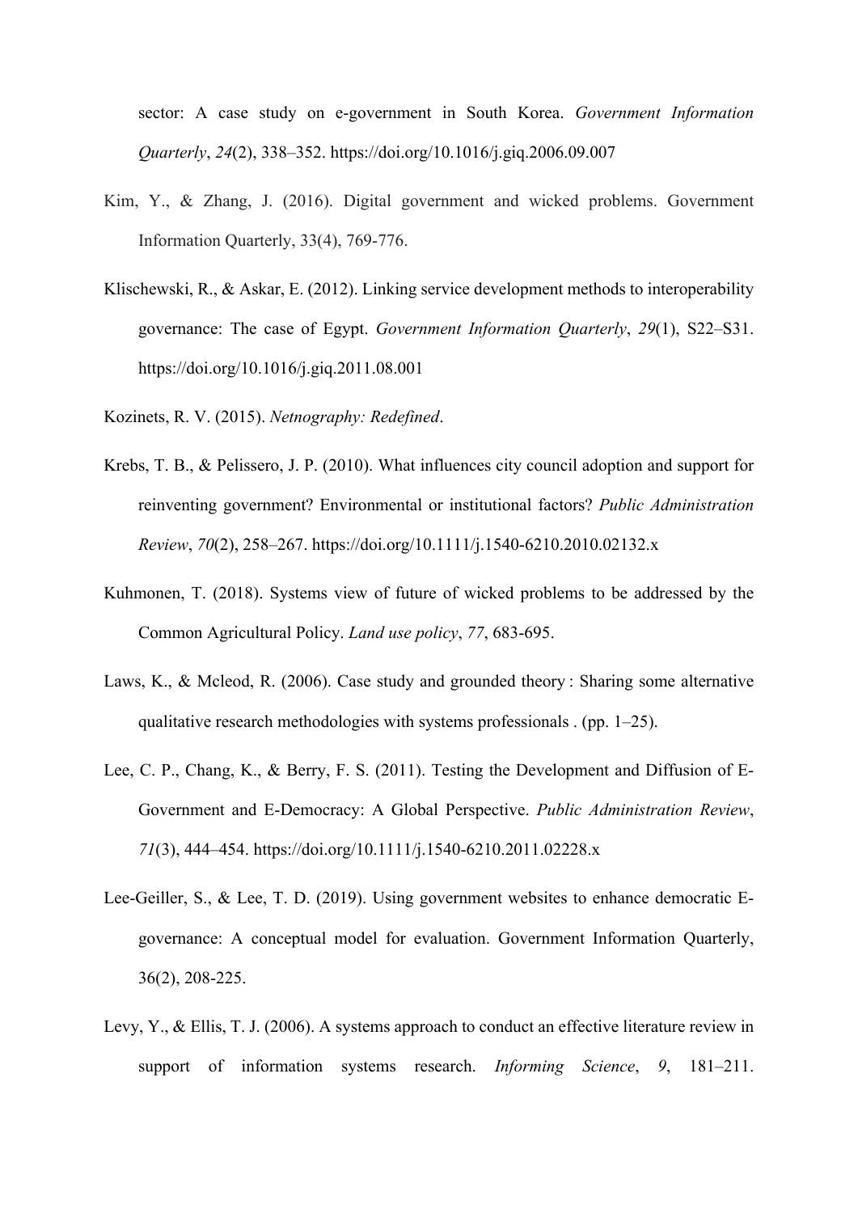sector: A case study on e-government in South Korea. *Government Information Quarterly*, *24*(2), 338–352. https://doi.org/10.1016/j.giq.2006.09.007

Kim, Y., & Zhang, J. (2016). Digital government and wicked problems. Government Information Quarterly, 33(4), 769-776.

Klischewski, R., & Askar, E. (2012). Linking service development methods to interoperability governance: The case of Egypt. *Government Information Quarterly*, *29*(1), S22–S31. https://doi.org/10.1016/j.giq.2011.08.001

Kozinets, R. V. (2015). *Netnography: Redefined*.

Krebs, T. B., & Pelissero, J. P. (2010). What influences city council adoption and support for reinventing government? Environmental or institutional factors? *Public Administration Review*, *70*(2), 258–267. https://doi.org/10.1111/j.1540-6210.2010.02132.x

Kuhmonen, T. (2018). Systems view of future of wicked problems to be addressed by the Common Agricultural Policy. *Land use policy*, *77*, 683-695.

Laws, K., & Mcleod, R. (2006). Case study and grounded theory : Sharing some alternative qualitative research methodologies with systems professionals . (pp. 1–25).

Lee, C. P., Chang, K., & Berry, F. S. (2011). Testing the Development and Diffusion of E-Government and E-Democracy: A Global Perspective. *Public Administration Review*, *71*(3), 444–454. https://doi.org/10.1111/j.1540-6210.2011.02228.x

Lee-Geiller, S., & Lee, T. D. (2019). Using government websites to enhance democratic E-governance: A conceptual model for evaluation. Government Information Quarterly, 36(2), 208-225.

Levy, Y., & Ellis, T. J. (2006). A systems approach to conduct an effective literature review in support of information systems research. *Informing Science*, *9*, 181–211.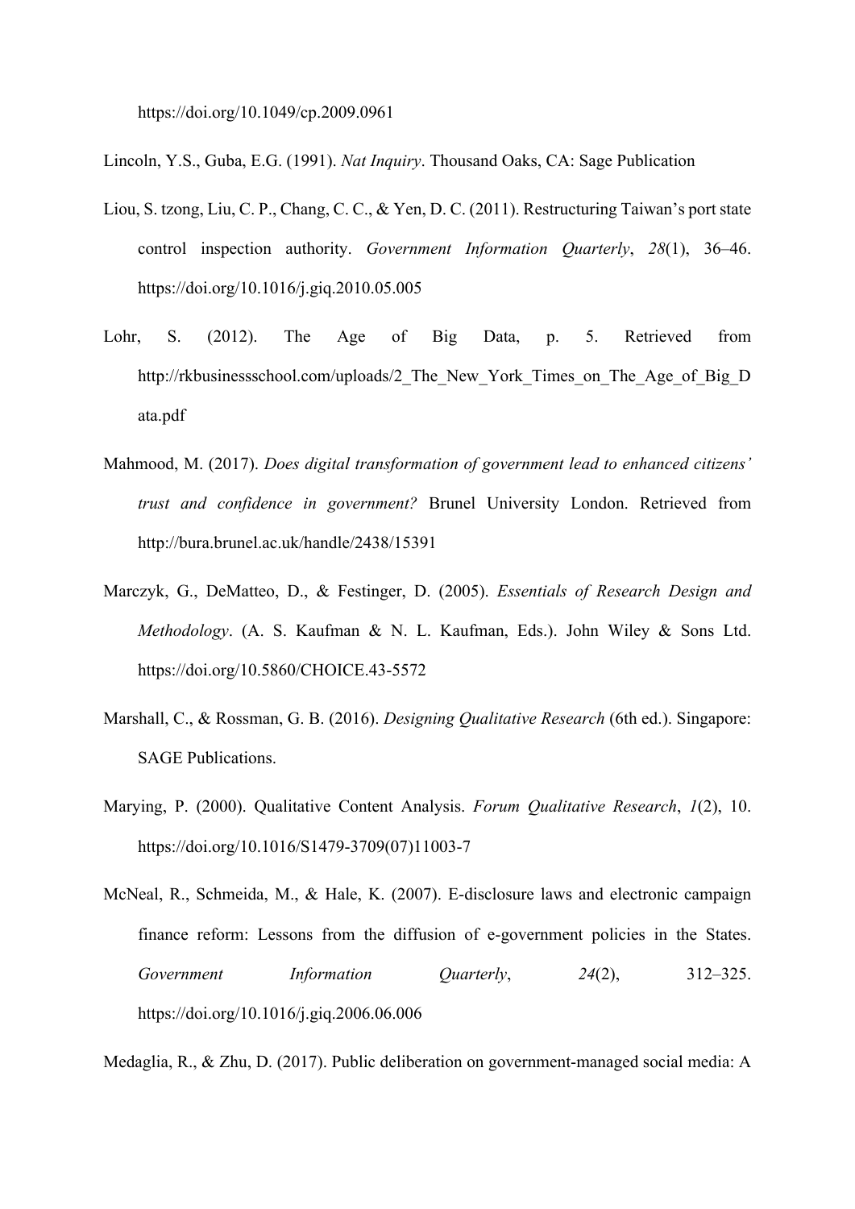https://doi.org/10.1049/cp.2009.0961

Lincoln, Y.S., Guba, E.G. (1991). *Nat Inquiry*. Thousand Oaks, CA: Sage Publication

Liou, S. tzong, Liu, C. P., Chang, C. C., & Yen, D. C. (2011). Restructuring Taiwan's port state control inspection authority. *Government Information Quarterly*, *28*(1), 36–46. https://doi.org/10.1016/j.giq.2010.05.005

Lohr, S. (2012). The Age of Big Data, p. 5. Retrieved from http://rkbusinessschool.com/uploads/2_The_New_York_Times_on_The_Age_of_Big_Data.pdf

Mahmood, M. (2017). *Does digital transformation of government lead to enhanced citizens' trust and confidence in government?* Brunel University London. Retrieved from http://bura.brunel.ac.uk/handle/2438/15391

Marczyk, G., DeMatteo, D., & Festinger, D. (2005). *Essentials of Research Design and Methodology*. (A. S. Kaufman & N. L. Kaufman, Eds.). John Wiley & Sons Ltd. https://doi.org/10.5860/CHOICE.43-5572

Marshall, C., & Rossman, G. B. (2016). *Designing Qualitative Research* (6th ed.). Singapore: SAGE Publications.

Marying, P. (2000). Qualitative Content Analysis. *Forum Qualitative Research*, *1*(2), 10. https://doi.org/10.1016/S1479-3709(07)11003-7

McNeal, R., Schmeida, M., & Hale, K. (2007). E-disclosure laws and electronic campaign finance reform: Lessons from the diffusion of e-government policies in the States. *Government Information Quarterly*, *24*(2), 312–325. https://doi.org/10.1016/j.giq.2006.06.006

Medaglia, R., & Zhu, D. (2017). Public deliberation on government-managed social media: A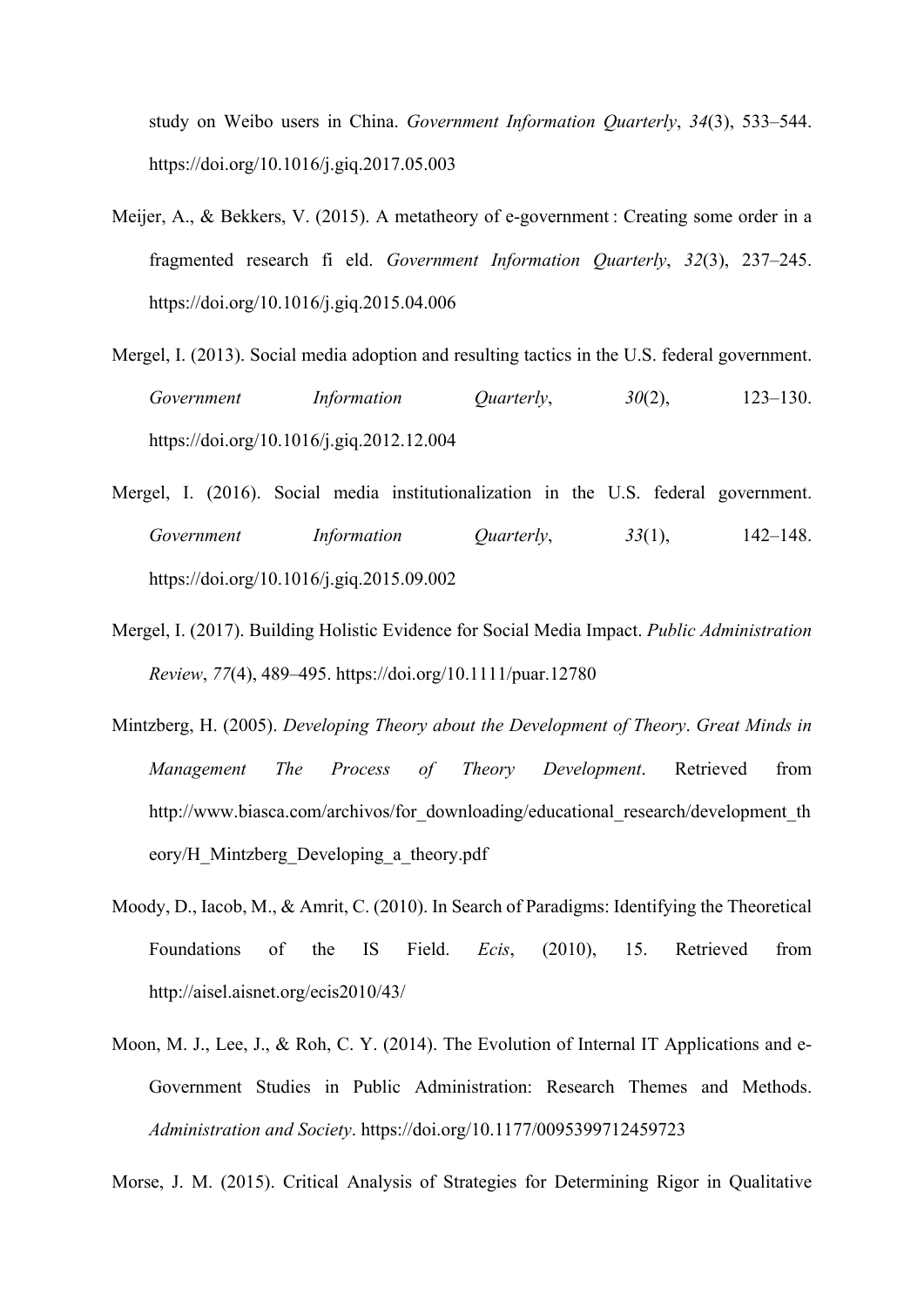study on Weibo users in China. *Government Information Quarterly*, *34*(3), 533–544. https://doi.org/10.1016/j.giq.2017.05.003

Meijer, A., & Bekkers, V. (2015). A metatheory of e-government : Creating some order in a fragmented research fi eld. *Government Information Quarterly*, *32*(3), 237–245. https://doi.org/10.1016/j.giq.2015.04.006

Mergel, I. (2013). Social media adoption and resulting tactics in the U.S. federal government. *Government Information Quarterly*, *30*(2), 123–130. https://doi.org/10.1016/j.giq.2012.12.004

Mergel, I. (2016). Social media institutionalization in the U.S. federal government. *Government Information Quarterly*, *33*(1), 142–148. https://doi.org/10.1016/j.giq.2015.09.002

Mergel, I. (2017). Building Holistic Evidence for Social Media Impact. *Public Administration Review*, *77*(4), 489–495. https://doi.org/10.1111/puar.12780

Mintzberg, H. (2005). *Developing Theory about the Development of Theory*. *Great Minds in Management The Process of Theory Development*. Retrieved from http://www.biasca.com/archivos/for_downloading/educational_research/development_theory/H_Mintzberg_Developing_a_theory.pdf

Moody, D., Iacob, M., & Amrit, C. (2010). In Search of Paradigms: Identifying the Theoretical Foundations of the IS Field. *Ecis*, (2010), 15. Retrieved from http://aisel.aisnet.org/ecis2010/43/

Moon, M. J., Lee, J., & Roh, C. Y. (2014). The Evolution of Internal IT Applications and e-Government Studies in Public Administration: Research Themes and Methods. *Administration and Society*. https://doi.org/10.1177/0095399712459723

Morse, J. M. (2015). Critical Analysis of Strategies for Determining Rigor in Qualitative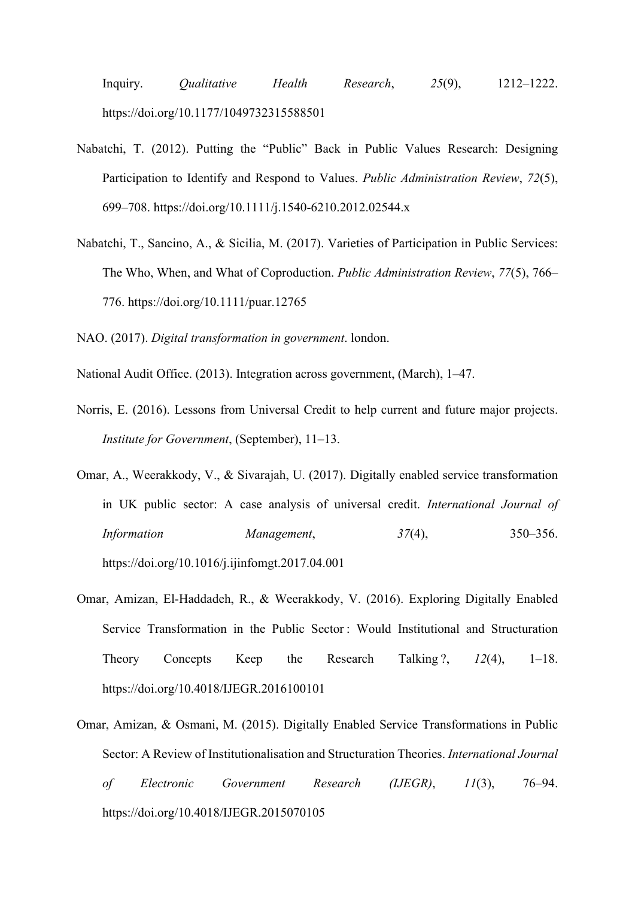Inquiry. *Qualitative Health Research*, *25*(9), 1212–1222. https://doi.org/10.1177/1049732315588501

Nabatchi, T. (2012). Putting the "Public" Back in Public Values Research: Designing Participation to Identify and Respond to Values. *Public Administration Review*, *72*(5), 699–708. https://doi.org/10.1111/j.1540-6210.2012.02544.x

Nabatchi, T., Sancino, A., & Sicilia, M. (2017). Varieties of Participation in Public Services: The Who, When, and What of Coproduction. *Public Administration Review*, *77*(5), 766–776. https://doi.org/10.1111/puar.12765

NAO. (2017). *Digital transformation in government*. london.

National Audit Office. (2013). Integration across government, (March), 1–47.

Norris, E. (2016). Lessons from Universal Credit to help current and future major projects. *Institute for Government*, (September), 11–13.

Omar, A., Weerakkody, V., & Sivarajah, U. (2017). Digitally enabled service transformation in UK public sector: A case analysis of universal credit. *International Journal of Information Management*, *37*(4), 350–356. https://doi.org/10.1016/j.ijinfomgt.2017.04.001

Omar, Amizan, El-Haddadeh, R., & Weerakkody, V. (2016). Exploring Digitally Enabled Service Transformation in the Public Sector : Would Institutional and Structuration Theory Concepts Keep the Research Talking ?, *12*(4), 1–18. https://doi.org/10.4018/IJEGR.2016100101

Omar, Amizan, & Osmani, M. (2015). Digitally Enabled Service Transformations in Public Sector: A Review of Institutionalisation and Structuration Theories. *International Journal of Electronic Government Research (IJEGR)*, *11*(3), 76–94. https://doi.org/10.4018/IJEGR.2015070105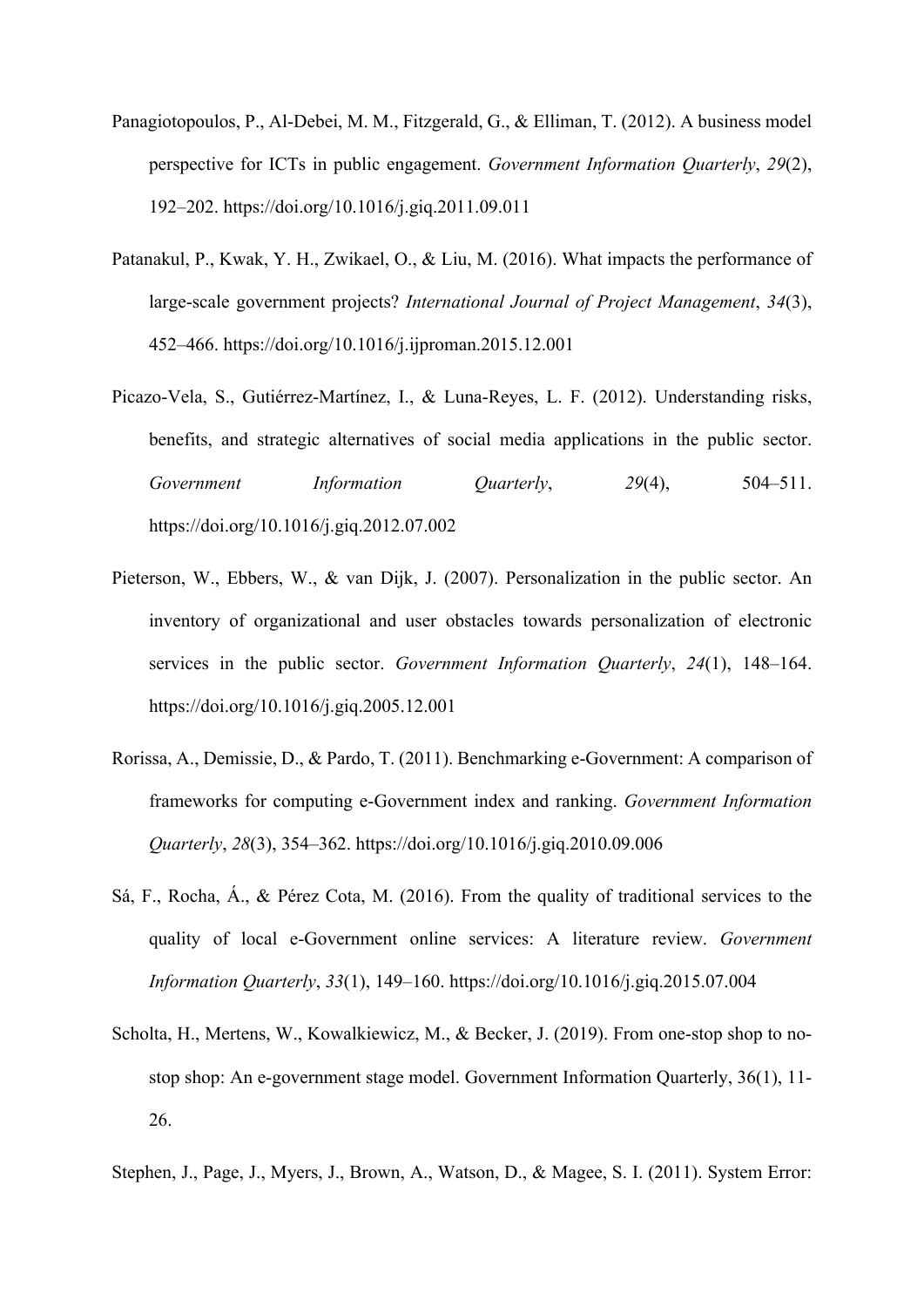Panagiotopoulos, P., Al-Debei, M. M., Fitzgerald, G., & Elliman, T. (2012). A business model perspective for ICTs in public engagement. *Government Information Quarterly*, *29*(2), 192–202. https://doi.org/10.1016/j.giq.2011.09.011

Patanakul, P., Kwak, Y. H., Zwikael, O., & Liu, M. (2016). What impacts the performance of large-scale government projects? *International Journal of Project Management*, *34*(3), 452–466. https://doi.org/10.1016/j.ijproman.2015.12.001

Picazo-Vela, S., Gutiérrez-Martínez, I., & Luna-Reyes, L. F. (2012). Understanding risks, benefits, and strategic alternatives of social media applications in the public sector. *Government Information Quarterly*, *29*(4), 504–511. https://doi.org/10.1016/j.giq.2012.07.002

Pieterson, W., Ebbers, W., & van Dijk, J. (2007). Personalization in the public sector. An inventory of organizational and user obstacles towards personalization of electronic services in the public sector. *Government Information Quarterly*, *24*(1), 148–164. https://doi.org/10.1016/j.giq.2005.12.001

Rorissa, A., Demissie, D., & Pardo, T. (2011). Benchmarking e-Government: A comparison of frameworks for computing e-Government index and ranking. *Government Information Quarterly*, *28*(3), 354–362. https://doi.org/10.1016/j.giq.2010.09.006

Sá, F., Rocha, Á., & Pérez Cota, M. (2016). From the quality of traditional services to the quality of local e-Government online services: A literature review. *Government Information Quarterly*, *33*(1), 149–160. https://doi.org/10.1016/j.giq.2015.07.004

Scholta, H., Mertens, W., Kowalkiewicz, M., & Becker, J. (2019). From one-stop shop to no-stop shop: An e-government stage model. Government Information Quarterly, 36(1), 11-26.

Stephen, J., Page, J., Myers, J., Brown, A., Watson, D., & Magee, S. I. (2011). System Error: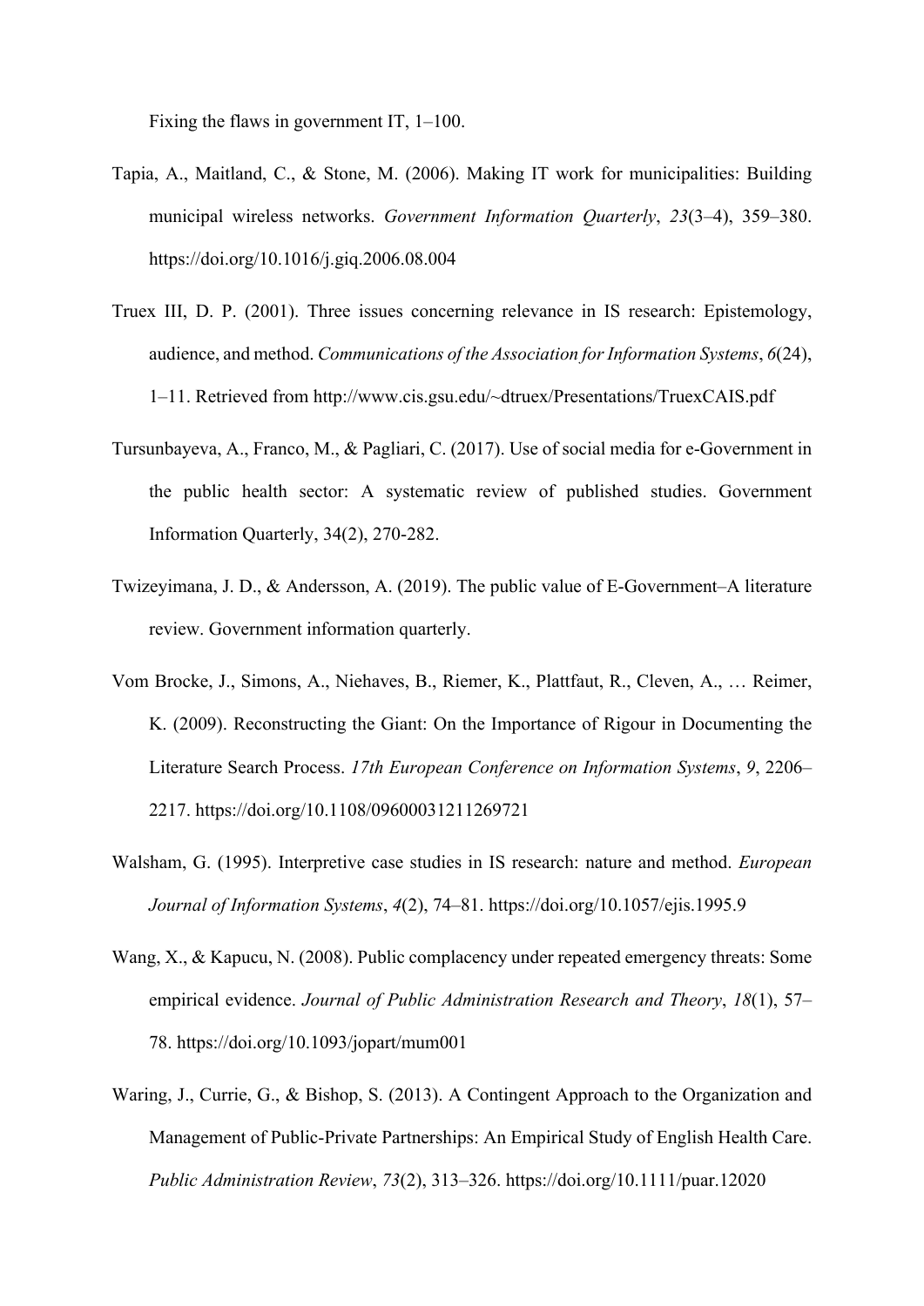Fixing the flaws in government IT, 1–100.

Tapia, A., Maitland, C., & Stone, M. (2006). Making IT work for municipalities: Building municipal wireless networks. *Government Information Quarterly*, *23*(3–4), 359–380. https://doi.org/10.1016/j.giq.2006.08.004

Truex III, D. P. (2001). Three issues concerning relevance in IS research: Epistemology, audience, and method. *Communications of the Association for Information Systems*, *6*(24), 1–11. Retrieved from http://www.cis.gsu.edu/~dtruex/Presentations/TruexCAIS.pdf

Tursunbayeva, A., Franco, M., & Pagliari, C. (2017). Use of social media for e-Government in the public health sector: A systematic review of published studies. Government Information Quarterly, 34(2), 270-282.

Twizeyimana, J. D., & Andersson, A. (2019). The public value of E-Government–A literature review. Government information quarterly.

Vom Brocke, J., Simons, A., Niehaves, B., Riemer, K., Plattfaut, R., Cleven, A., … Reimer, K. (2009). Reconstructing the Giant: On the Importance of Rigour in Documenting the Literature Search Process. *17th European Conference on Information Systems*, *9*, 2206–2217. https://doi.org/10.1108/09600031211269721

Walsham, G. (1995). Interpretive case studies in IS research: nature and method. *European Journal of Information Systems*, *4*(2), 74–81. https://doi.org/10.1057/ejis.1995.9

Wang, X., & Kapucu, N. (2008). Public complacency under repeated emergency threats: Some empirical evidence. *Journal of Public Administration Research and Theory*, *18*(1), 57–78. https://doi.org/10.1093/jopart/mum001

Waring, J., Currie, G., & Bishop, S. (2013). A Contingent Approach to the Organization and Management of Public-Private Partnerships: An Empirical Study of English Health Care. *Public Administration Review*, *73*(2), 313–326. https://doi.org/10.1111/puar.12020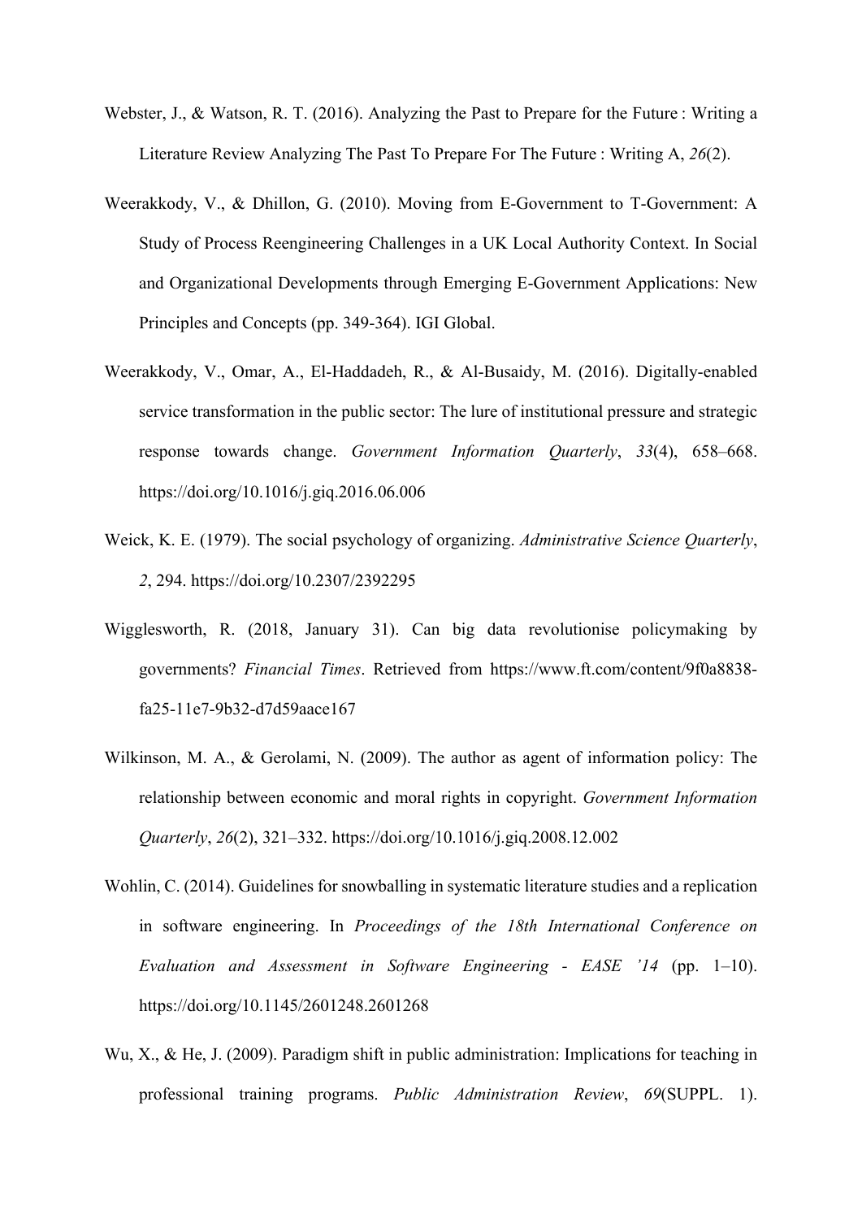Webster, J., & Watson, R. T. (2016). Analyzing the Past to Prepare for the Future : Writing a Literature Review Analyzing The Past To Prepare For The Future : Writing A, *26*(2).

Weerakkody, V., & Dhillon, G. (2010). Moving from E-Government to T-Government: A Study of Process Reengineering Challenges in a UK Local Authority Context. In Social and Organizational Developments through Emerging E-Government Applications: New Principles and Concepts (pp. 349-364). IGI Global.

Weerakkody, V., Omar, A., El-Haddadeh, R., & Al-Busaidy, M. (2016). Digitally-enabled service transformation in the public sector: The lure of institutional pressure and strategic response towards change. *Government Information Quarterly*, *33*(4), 658–668. https://doi.org/10.1016/j.giq.2016.06.006

Weick, K. E. (1979). The social psychology of organizing. *Administrative Science Quarterly*, *2*, 294. https://doi.org/10.2307/2392295

Wigglesworth, R. (2018, January 31). Can big data revolutionise policymaking by governments? *Financial Times*. Retrieved from https://www.ft.com/content/9f0a8838-fa25-11e7-9b32-d7d59aace167

Wilkinson, M. A., & Gerolami, N. (2009). The author as agent of information policy: The relationship between economic and moral rights in copyright. *Government Information Quarterly*, *26*(2), 321–332. https://doi.org/10.1016/j.giq.2008.12.002

Wohlin, C. (2014). Guidelines for snowballing in systematic literature studies and a replication in software engineering. In *Proceedings of the 18th International Conference on Evaluation and Assessment in Software Engineering - EASE '14* (pp. 1–10). https://doi.org/10.1145/2601248.2601268

Wu, X., & He, J. (2009). Paradigm shift in public administration: Implications for teaching in professional training programs. *Public Administration Review*, *69*(SUPPL. 1).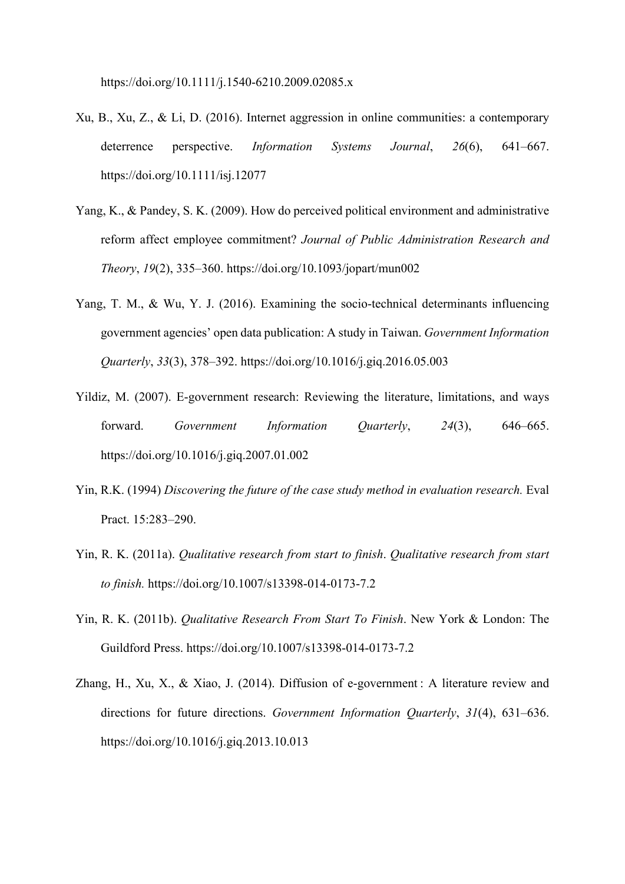https://doi.org/10.1111/j.1540-6210.2009.02085.x

Xu, B., Xu, Z., & Li, D. (2016). Internet aggression in online communities: a contemporary deterrence perspective. *Information Systems Journal*, *26*(6), 641–667. https://doi.org/10.1111/isj.12077

Yang, K., & Pandey, S. K. (2009). How do perceived political environment and administrative reform affect employee commitment? *Journal of Public Administration Research and Theory*, *19*(2), 335–360. https://doi.org/10.1093/jopart/mun002

Yang, T. M., & Wu, Y. J. (2016). Examining the socio-technical determinants influencing government agencies' open data publication: A study in Taiwan. *Government Information Quarterly*, *33*(3), 378–392. https://doi.org/10.1016/j.giq.2016.05.003

Yildiz, M. (2007). E-government research: Reviewing the literature, limitations, and ways forward. *Government Information Quarterly*, *24*(3), 646–665. https://doi.org/10.1016/j.giq.2007.01.002

Yin, R.K. (1994) *Discovering the future of the case study method in evaluation research.* Eval Pract. 15:283–290.

Yin, R. K. (2011a). *Qualitative research from start to finish*. *Qualitative research from start to finish.* https://doi.org/10.1007/s13398-014-0173-7.2

Yin, R. K. (2011b). *Qualitative Research From Start To Finish*. New York & London: The Guildford Press. https://doi.org/10.1007/s13398-014-0173-7.2

Zhang, H., Xu, X., & Xiao, J. (2014). Diffusion of e-government : A literature review and directions for future directions. *Government Information Quarterly*, *31*(4), 631–636. https://doi.org/10.1016/j.giq.2013.10.013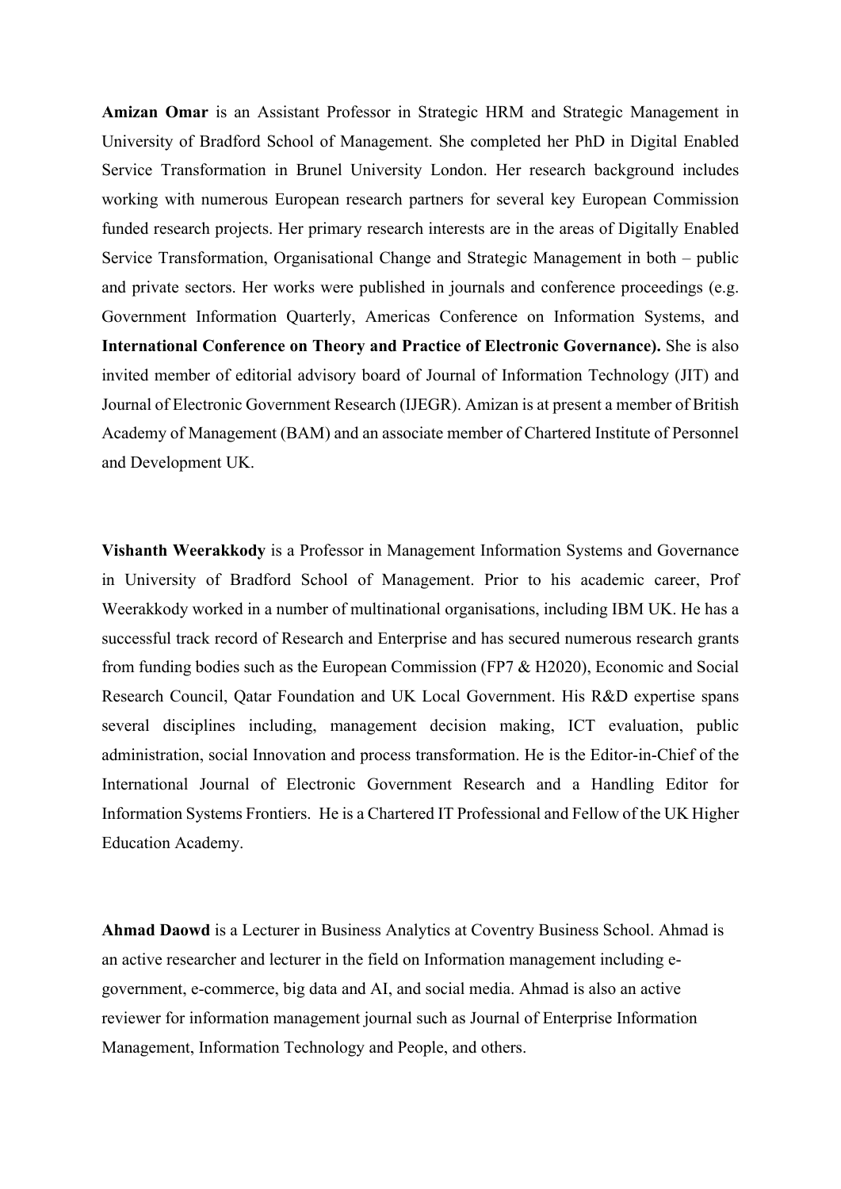**Amizan Omar** is an Assistant Professor in Strategic HRM and Strategic Management in University of Bradford School of Management. She completed her PhD in Digital Enabled Service Transformation in Brunel University London. Her research background includes working with numerous European research partners for several key European Commission funded research projects. Her primary research interests are in the areas of Digitally Enabled Service Transformation, Organisational Change and Strategic Management in both – public and private sectors. Her works were published in journals and conference proceedings (e.g. Government Information Quarterly, Americas Conference on Information Systems, and **International Conference on Theory and Practice of Electronic Governance).** She is also invited member of editorial advisory board of Journal of Information Technology (JIT) and Journal of Electronic Government Research (IJEGR). Amizan is at present a member of British Academy of Management (BAM) and an associate member of Chartered Institute of Personnel and Development UK.

**Vishanth Weerakkody** is a Professor in Management Information Systems and Governance in University of Bradford School of Management. Prior to his academic career, Prof Weerakkody worked in a number of multinational organisations, including IBM UK. He has a successful track record of Research and Enterprise and has secured numerous research grants from funding bodies such as the European Commission (FP7 & H2020), Economic and Social Research Council, Qatar Foundation and UK Local Government. His R&D expertise spans several disciplines including, management decision making, ICT evaluation, public administration, social Innovation and process transformation. He is the Editor-in-Chief of the International Journal of Electronic Government Research and a Handling Editor for Information Systems Frontiers. He is a Chartered IT Professional and Fellow of the UK Higher Education Academy.

**Ahmad Daowd** is a Lecturer in Business Analytics at Coventry Business School. Ahmad is an active researcher and lecturer in the field on Information management including e-government, e-commerce, big data and AI, and social media. Ahmad is also an active reviewer for information management journal such as Journal of Enterprise Information Management, Information Technology and People, and others.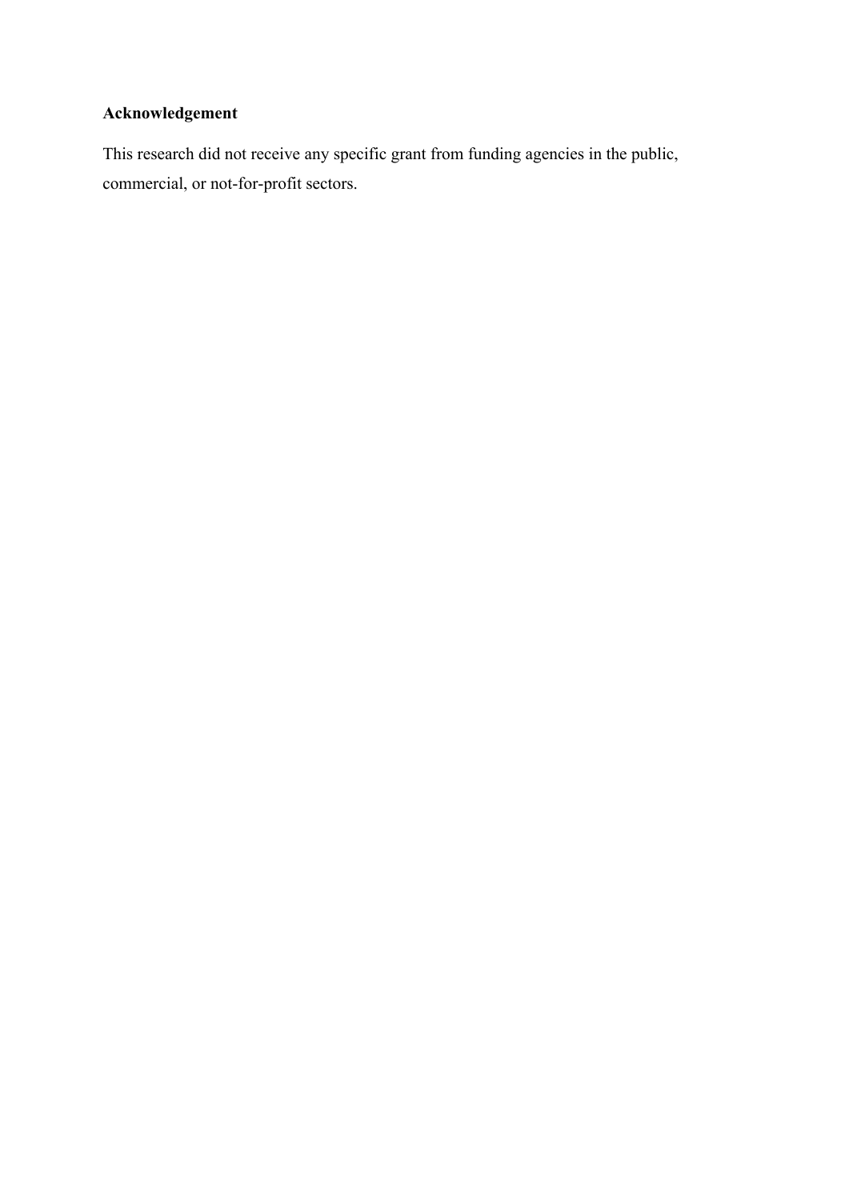**Acknowledgement**

This research did not receive any specific grant from funding agencies in the public, commercial, or not-for-profit sectors.